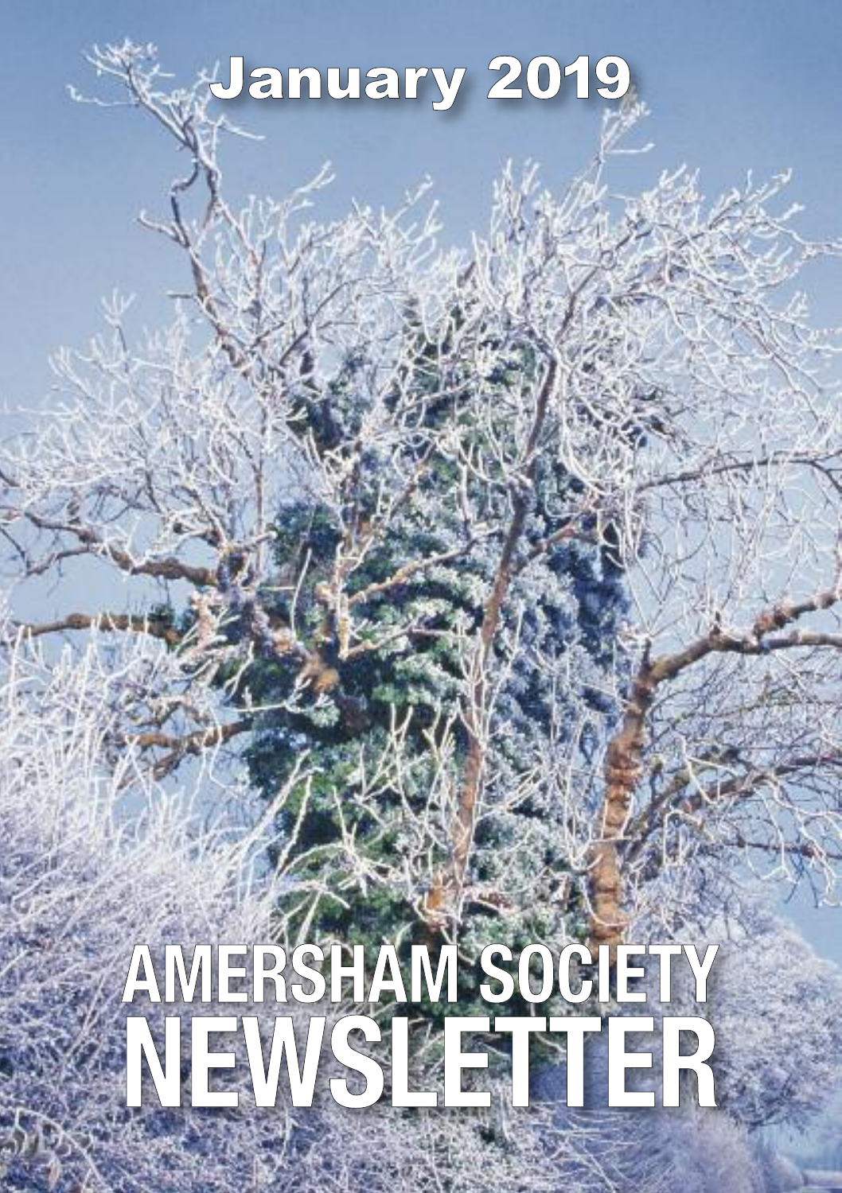# January 2019

# AMERSHAM SOCIETY NEWSLETTER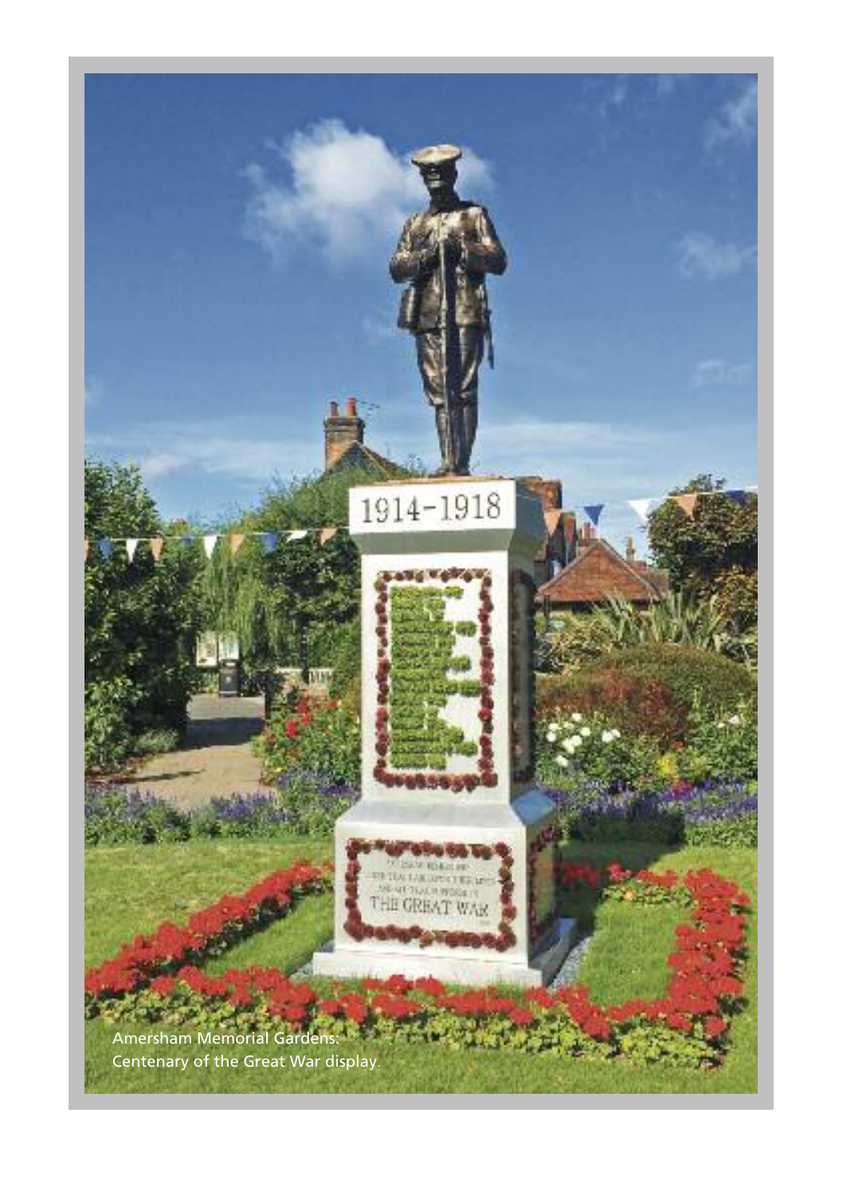Amersham Memorial Gardens:
Centenary of the Great War display.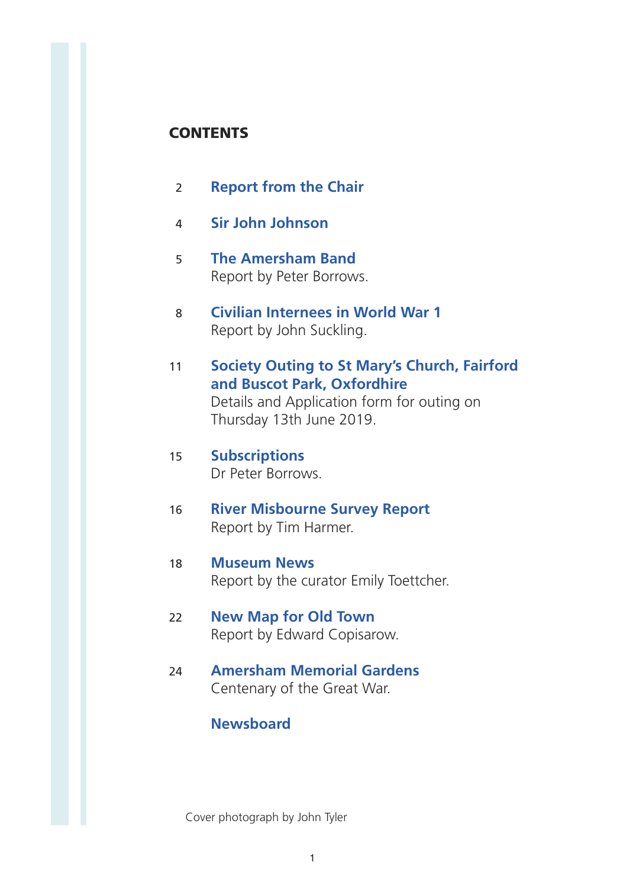## CONTENTS

2 **Report from the Chair**

4 **Sir John Johnson**

5 **The Amersham Band**
Report by Peter Borrows.

8 **Civilian Internees in World War 1**
Report by John Suckling.

11 **Society Outing to St Mary's Church, Fairford and Buscot Park, Oxfordhire**
Details and Application form for outing on Thursday 13th June 2019.

15 **Subscriptions**
Dr Peter Borrows.

16 **River Misbourne Survey Report**
Report by Tim Harmer.

18 **Museum News**
Report by the curator Emily Toettcher.

22 **New Map for Old Town**
Report by Edward Copisarow.

24 **Amersham Memorial Gardens**
Centenary of the Great War.

**Newsboard**

Cover photograph by John Tyler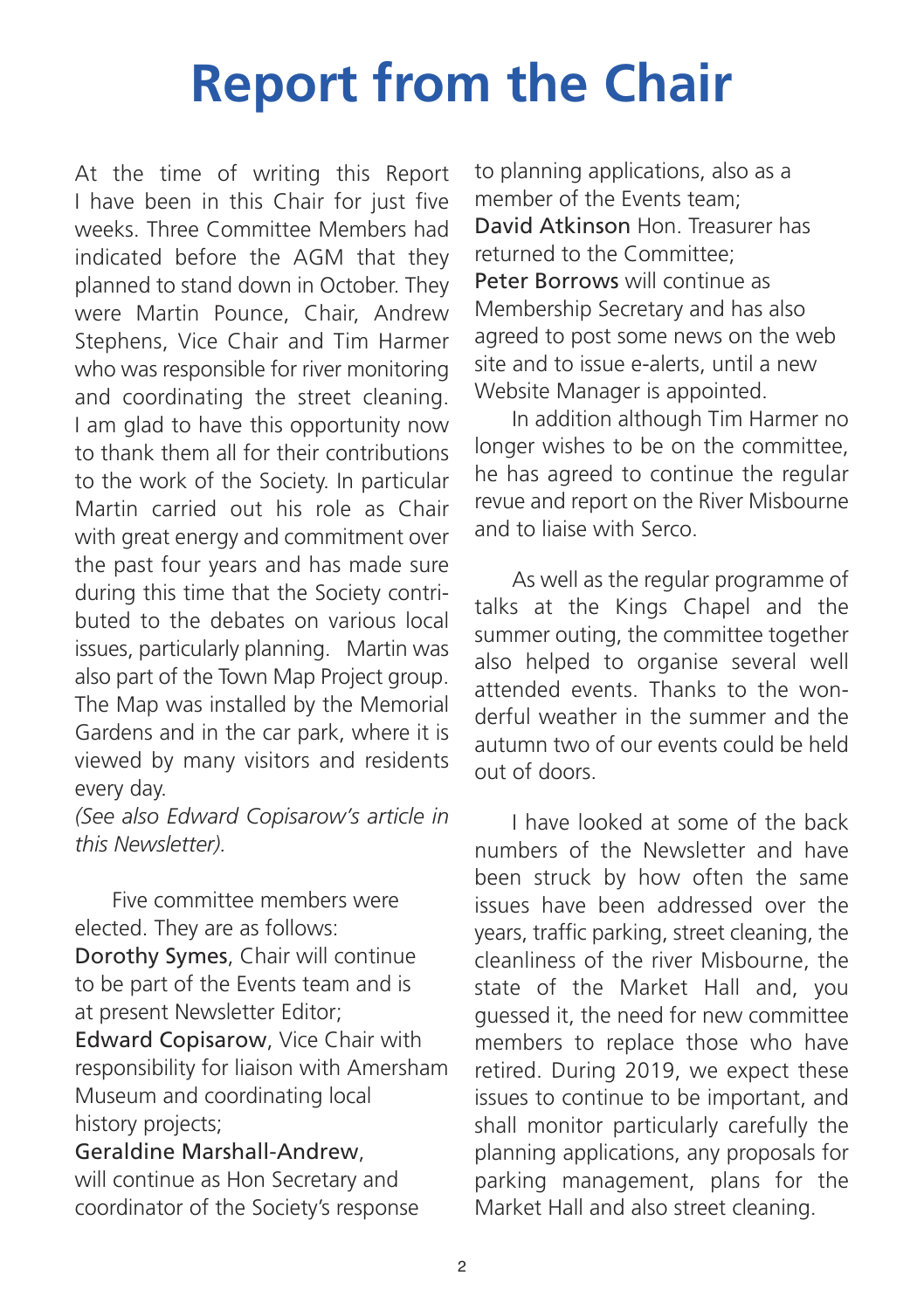# Report from the Chair

At the time of writing this Report I have been in this Chair for just five weeks. Three Committee Members had indicated before the AGM that they planned to stand down in October. They were Martin Pounce, Chair, Andrew Stephens, Vice Chair and Tim Harmer who was responsible for river monitoring and coordinating the street cleaning. I am glad to have this opportunity now to thank them all for their contributions to the work of the Society. In particular Martin carried out his role as Chair with great energy and commitment over the past four years and has made sure during this time that the Society contributed to the debates on various local issues, particularly planning. Martin was also part of the Town Map Project group. The Map was installed by the Memorial Gardens and in the car park, where it is viewed by many visitors and residents every day.

*(See also Edward Copisarow's article in this Newsletter).*

Five committee members were elected. They are as follows:

Dorothy Symes, Chair will continue to be part of the Events team and is at present Newsletter Editor;

Edward Copisarow, Vice Chair with responsibility for liaison with Amersham Museum and coordinating local history projects;

Geraldine Marshall-Andrew, will continue as Hon Secretary and coordinator of the Society's response to planning applications, also as a member of the Events team;

David Atkinson Hon. Treasurer has returned to the Committee;

Peter Borrows will continue as Membership Secretary and has also agreed to post some news on the web site and to issue e-alerts, until a new Website Manager is appointed.

In addition although Tim Harmer no longer wishes to be on the committee, he has agreed to continue the regular revue and report on the River Misbourne and to liaise with Serco.

As well as the regular programme of talks at the Kings Chapel and the summer outing, the committee together also helped to organise several well attended events. Thanks to the wonderful weather in the summer and the autumn two of our events could be held out of doors.

I have looked at some of the back numbers of the Newsletter and have been struck by how often the same issues have been addressed over the years, traffic parking, street cleaning, the cleanliness of the river Misbourne, the state of the Market Hall and, you guessed it, the need for new committee members to replace those who have retired. During 2019, we expect these issues to continue to be important, and shall monitor particularly carefully the planning applications, any proposals for parking management, plans for the Market Hall and also street cleaning.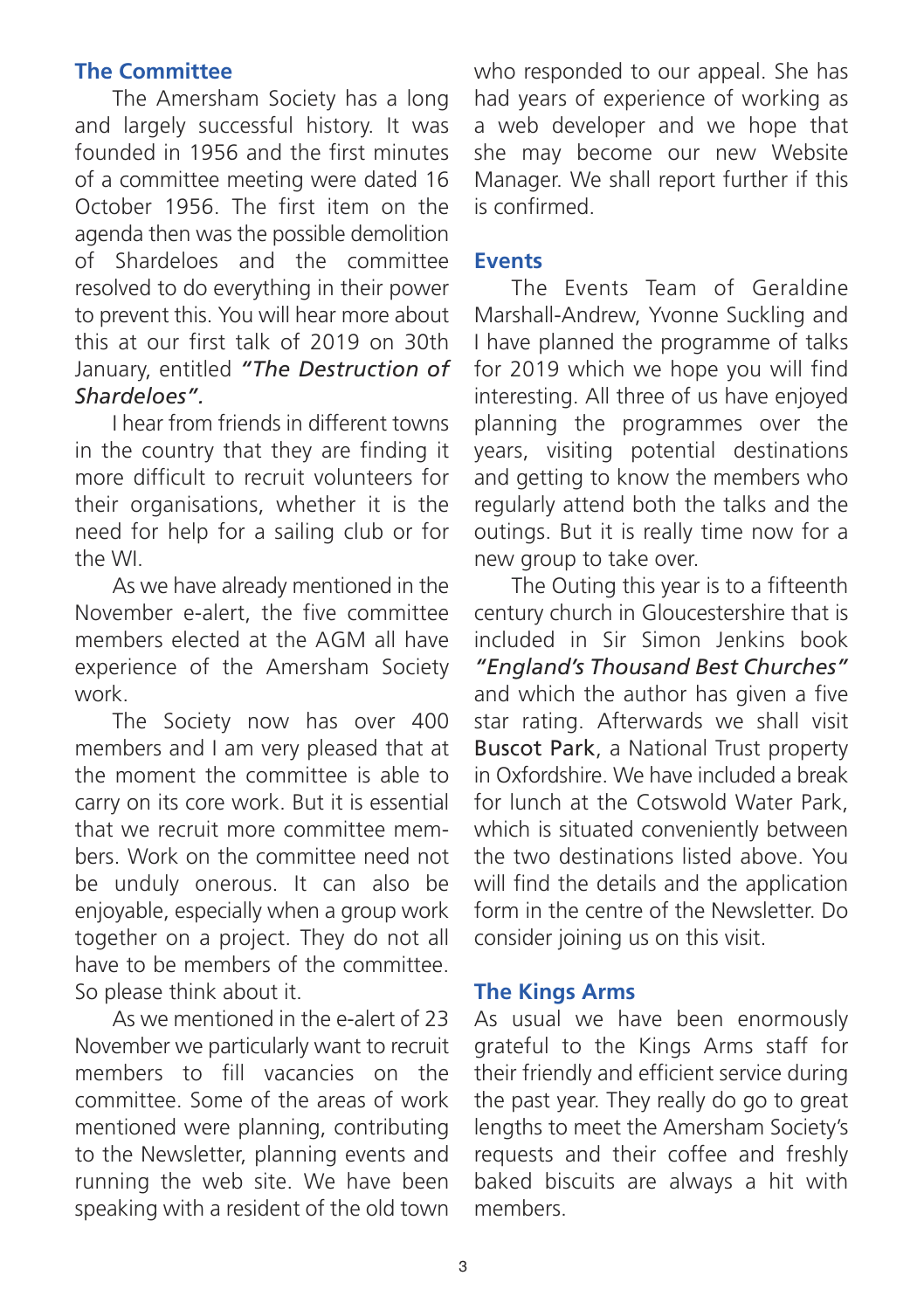## The Committee

The Amersham Society has a long and largely successful history. It was founded in 1956 and the first minutes of a committee meeting were dated 16 October 1956. The first item on the agenda then was the possible demolition of Shardeloes and the committee resolved to do everything in their power to prevent this. You will hear more about this at our first talk of 2019 on 30th January, entitled ***"The Destruction of Shardeloes".***

I hear from friends in different towns in the country that they are finding it more difficult to recruit volunteers for their organisations, whether it is the need for help for a sailing club or for the WI.

As we have already mentioned in the November e-alert, the five committee members elected at the AGM all have experience of the Amersham Society work.

The Society now has over 400 members and I am very pleased that at the moment the committee is able to carry on its core work. But it is essential that we recruit more committee members. Work on the committee need not be unduly onerous. It can also be enjoyable, especially when a group work together on a project. They do not all have to be members of the committee. So please think about it.

As we mentioned in the e-alert of 23 November we particularly want to recruit members to fill vacancies on the committee. Some of the areas of work mentioned were planning, contributing to the Newsletter, planning events and running the web site. We have been speaking with a resident of the old town who responded to our appeal. She has had years of experience of working as a web developer and we hope that she may become our new Website Manager. We shall report further if this is confirmed.

## Events

The Events Team of Geraldine Marshall-Andrew, Yvonne Suckling and I have planned the programme of talks for 2019 which we hope you will find interesting. All three of us have enjoyed planning the programmes over the years, visiting potential destinations and getting to know the members who regularly attend both the talks and the outings. But it is really time now for a new group to take over.

The Outing this year is to a fifteenth century church in Gloucestershire that is included in Sir Simon Jenkins book ***"England's Thousand Best Churches"*** and which the author has given a five star rating. Afterwards we shall visit Buscot Park, a National Trust property in Oxfordshire. We have included a break for lunch at the Cotswold Water Park, which is situated conveniently between the two destinations listed above. You will find the details and the application form in the centre of the Newsletter. Do consider joining us on this visit.

## The Kings Arms

As usual we have been enormously grateful to the Kings Arms staff for their friendly and efficient service during the past year. They really do go to great lengths to meet the Amersham Society's requests and their coffee and freshly baked biscuits are always a hit with members.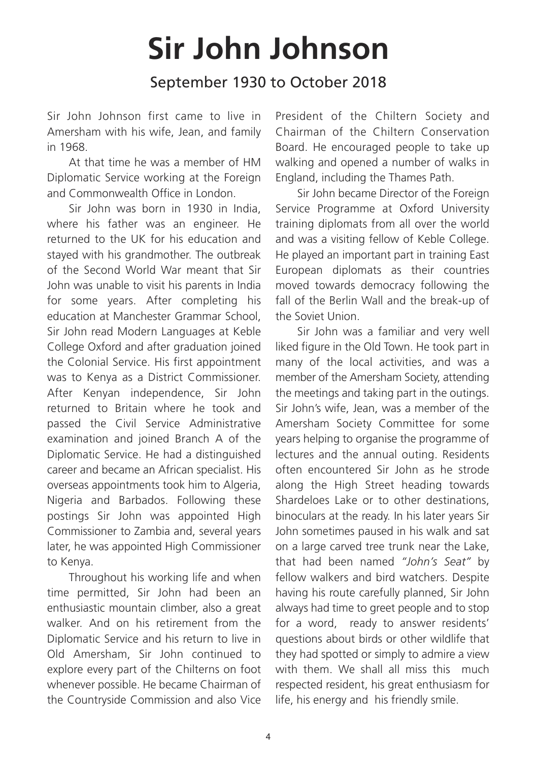# Sir John Johnson

## September 1930 to October 2018

Sir John Johnson first came to live in Amersham with his wife, Jean, and family in 1968.

At that time he was a member of HM Diplomatic Service working at the Foreign and Commonwealth Office in London.

Sir John was born in 1930 in India, where his father was an engineer. He returned to the UK for his education and stayed with his grandmother. The outbreak of the Second World War meant that Sir John was unable to visit his parents in India for some years. After completing his education at Manchester Grammar School, Sir John read Modern Languages at Keble College Oxford and after graduation joined the Colonial Service. His first appointment was to Kenya as a District Commissioner. After Kenyan independence, Sir John returned to Britain where he took and passed the Civil Service Administrative examination and joined Branch A of the Diplomatic Service. He had a distinguished career and became an African specialist. His overseas appointments took him to Algeria, Nigeria and Barbados. Following these postings Sir John was appointed High Commissioner to Zambia and, several years later, he was appointed High Commissioner to Kenya.

Throughout his working life and when time permitted, Sir John had been an enthusiastic mountain climber, also a great walker. And on his retirement from the Diplomatic Service and his return to live in Old Amersham, Sir John continued to explore every part of the Chilterns on foot whenever possible. He became Chairman of the Countryside Commission and also Vice President of the Chiltern Society and Chairman of the Chiltern Conservation Board. He encouraged people to take up walking and opened a number of walks in England, including the Thames Path.

Sir John became Director of the Foreign Service Programme at Oxford University training diplomats from all over the world and was a visiting fellow of Keble College. He played an important part in training East European diplomats as their countries moved towards democracy following the fall of the Berlin Wall and the break-up of the Soviet Union.

Sir John was a familiar and very well liked figure in the Old Town. He took part in many of the local activities, and was a member of the Amersham Society, attending the meetings and taking part in the outings. Sir John's wife, Jean, was a member of the Amersham Society Committee for some years helping to organise the programme of lectures and the annual outing. Residents often encountered Sir John as he strode along the High Street heading towards Shardeloes Lake or to other destinations, binoculars at the ready. In his later years Sir John sometimes paused in his walk and sat on a large carved tree trunk near the Lake, that had been named *"John's Seat"* by fellow walkers and bird watchers. Despite having his route carefully planned, Sir John always had time to greet people and to stop for a word, ready to answer residents' questions about birds or other wildlife that they had spotted or simply to admire a view with them. We shall all miss this much respected resident, his great enthusiasm for life, his energy and his friendly smile.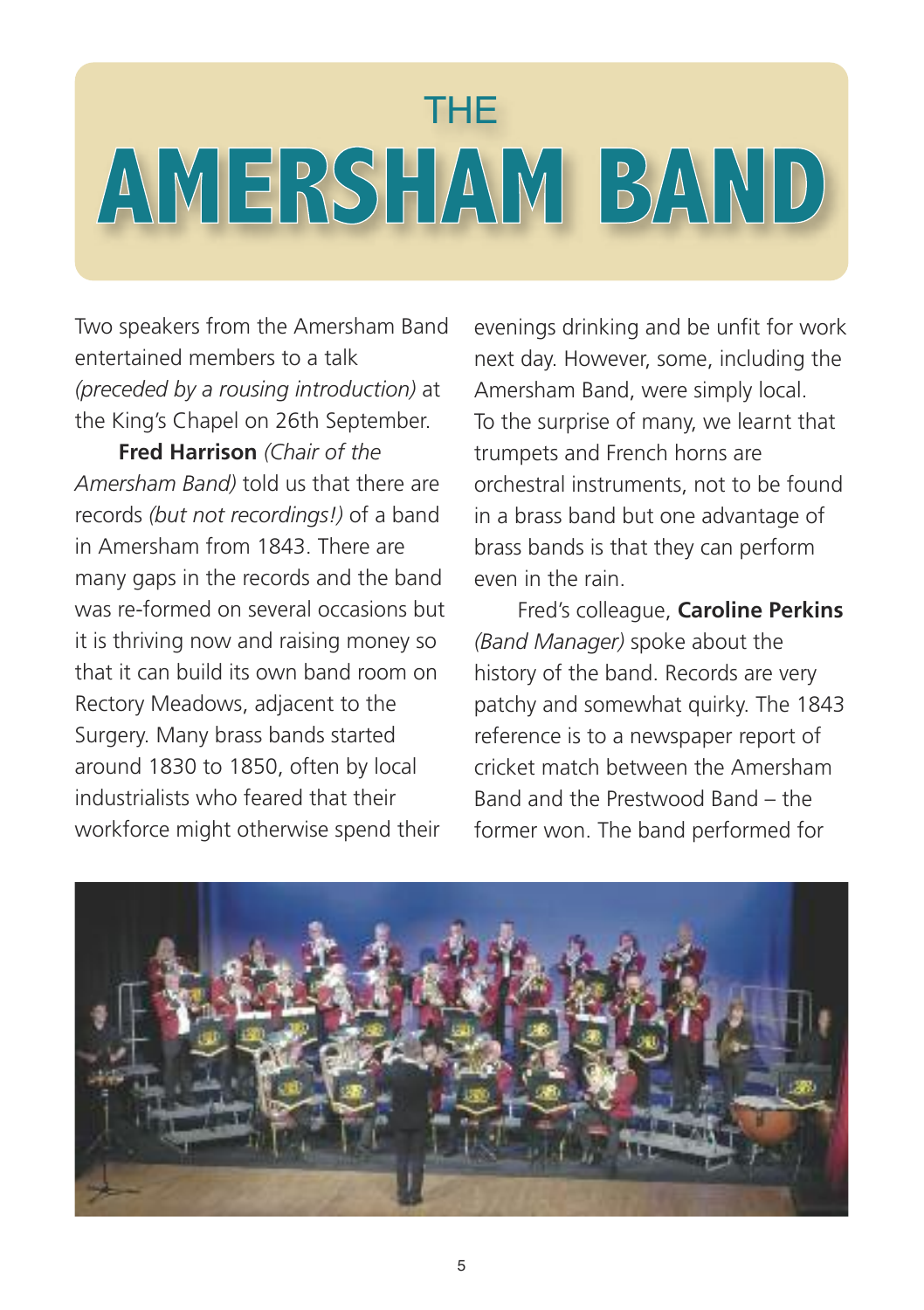# THE AMERSHAM BAND

Two speakers from the Amersham Band entertained members to a talk *(preceded by a rousing introduction)* at the King's Chapel on 26th September.

**Fred Harrison** *(Chair of the Amersham Band)* told us that there are records *(but not recordings!)* of a band in Amersham from 1843. There are many gaps in the records and the band was re-formed on several occasions but it is thriving now and raising money so that it can build its own band room on Rectory Meadows, adjacent to the Surgery. Many brass bands started around 1830 to 1850, often by local industrialists who feared that their workforce might otherwise spend their evenings drinking and be unfit for work next day. However, some, including the Amersham Band, were simply local. To the surprise of many, we learnt that trumpets and French horns are orchestral instruments, not to be found in a brass band but one advantage of brass bands is that they can perform even in the rain.

Fred's colleague, **Caroline Perkins** *(Band Manager)* spoke about the history of the band. Records are very patchy and somewhat quirky. The 1843 reference is to a newspaper report of cricket match between the Amersham Band and the Prestwood Band – the former won. The band performed for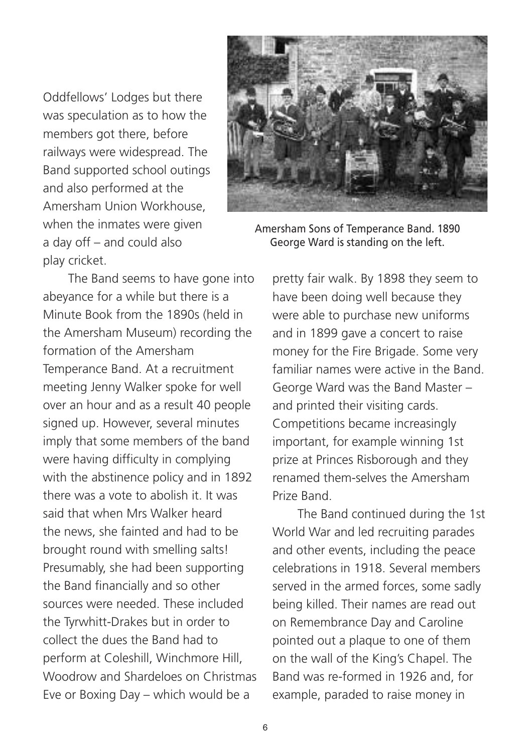Oddfellows' Lodges but there was speculation as to how the members got there, before railways were widespread. The Band supported school outings and also performed at the Amersham Union Workhouse, when the inmates were given a day off – and could also play cricket.

Amersham Sons of Temperance Band. 1890
George Ward is standing on the left.

The Band seems to have gone into abeyance for a while but there is a Minute Book from the 1890s (held in the Amersham Museum) recording the formation of the Amersham Temperance Band. At a recruitment meeting Jenny Walker spoke for well over an hour and as a result 40 people signed up. However, several minutes imply that some members of the band were having difficulty in complying with the abstinence policy and in 1892 there was a vote to abolish it. It was said that when Mrs Walker heard the news, she fainted and had to be brought round with smelling salts! Presumably, she had been supporting the Band financially and so other sources were needed. These included the Tyrwhitt-Drakes but in order to collect the dues the Band had to perform at Coleshill, Winchmore Hill, Woodrow and Shardeloes on Christmas Eve or Boxing Day – which would be a pretty fair walk. By 1898 they seem to have been doing well because they were able to purchase new uniforms and in 1899 gave a concert to raise money for the Fire Brigade. Some very familiar names were active in the Band. George Ward was the Band Master – and printed their visiting cards. Competitions became increasingly important, for example winning 1st prize at Princes Risborough and they renamed them-selves the Amersham Prize Band.

The Band continued during the 1st World War and led recruiting parades and other events, including the peace celebrations in 1918. Several members served in the armed forces, some sadly being killed. Their names are read out on Remembrance Day and Caroline pointed out a plaque to one of them on the wall of the King's Chapel. The Band was re-formed in 1926 and, for example, paraded to raise money in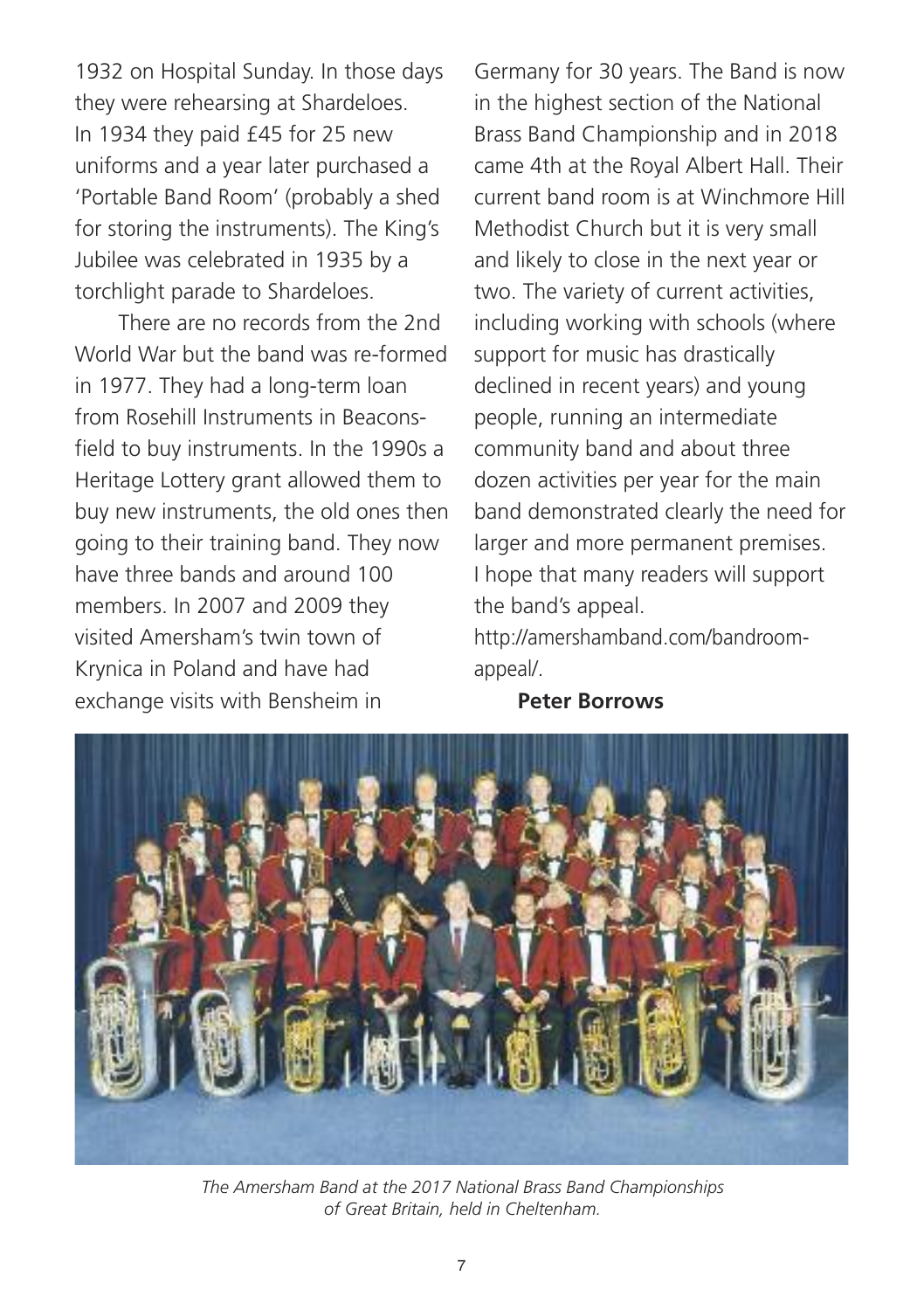1932 on Hospital Sunday. In those days they were rehearsing at Shardeloes. In 1934 they paid £45 for 25 new uniforms and a year later purchased a 'Portable Band Room' (probably a shed for storing the instruments). The King's Jubilee was celebrated in 1935 by a torchlight parade to Shardeloes.

There are no records from the 2nd World War but the band was re-formed in 1977. They had a long-term loan from Rosehill Instruments in Beaconsfield to buy instruments. In the 1990s a Heritage Lottery grant allowed them to buy new instruments, the old ones then going to their training band. They now have three bands and around 100 members. In 2007 and 2009 they visited Amersham's twin town of Krynica in Poland and have had exchange visits with Bensheim in Germany for 30 years. The Band is now in the highest section of the National Brass Band Championship and in 2018 came 4th at the Royal Albert Hall. Their current band room is at Winchmore Hill Methodist Church but it is very small and likely to close in the next year or two. The variety of current activities, including working with schools (where support for music has drastically declined in recent years) and young people, running an intermediate community band and about three dozen activities per year for the main band demonstrated clearly the need for larger and more permanent premises. I hope that many readers will support the band's appeal. http://amershamband.com/bandroom-appeal/.

**Peter Borrows**

*The Amersham Band at the 2017 National Brass Band Championships of Great Britain, held in Cheltenham.*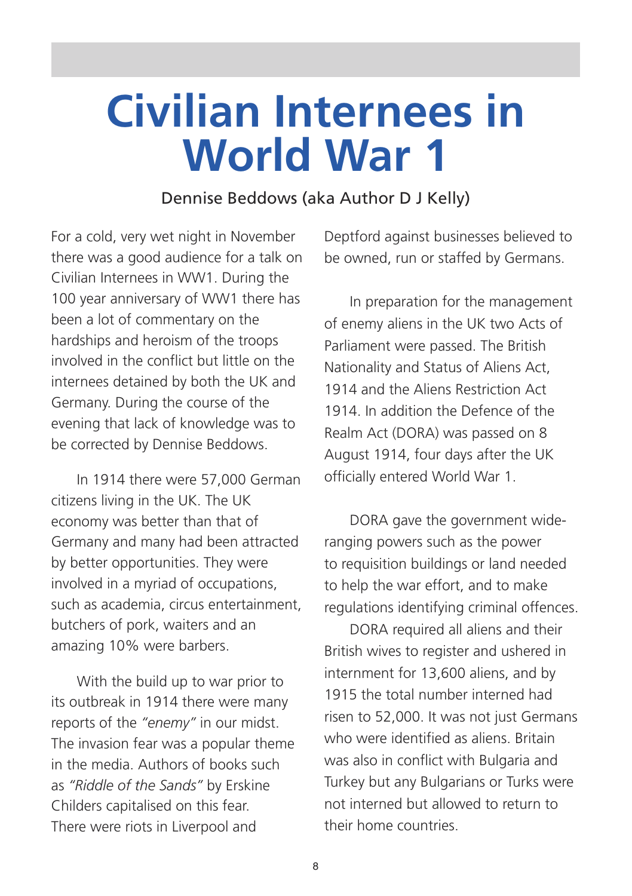# Civilian Internees in World War 1

Dennise Beddows (aka Author D J Kelly)

For a cold, very wet night in November there was a good audience for a talk on Civilian Internees in WW1. During the 100 year anniversary of WW1 there has been a lot of commentary on the hardships and heroism of the troops involved in the conflict but little on the internees detained by both the UK and Germany. During the course of the evening that lack of knowledge was to be corrected by Dennise Beddows.

In 1914 there were 57,000 German citizens living in the UK. The UK economy was better than that of Germany and many had been attracted by better opportunities. They were involved in a myriad of occupations, such as academia, circus entertainment, butchers of pork, waiters and an amazing 10% were barbers.

With the build up to war prior to its outbreak in 1914 there were many reports of the *"enemy"* in our midst. The invasion fear was a popular theme in the media. Authors of books such as *"Riddle of the Sands"* by Erskine Childers capitalised on this fear. There were riots in Liverpool and Deptford against businesses believed to be owned, run or staffed by Germans.

In preparation for the management of enemy aliens in the UK two Acts of Parliament were passed. The British Nationality and Status of Aliens Act, 1914 and the Aliens Restriction Act 1914. In addition the Defence of the Realm Act (DORA) was passed on 8 August 1914, four days after the UK officially entered World War 1.

DORA gave the government wide-ranging powers such as the power to requisition buildings or land needed to help the war effort, and to make regulations identifying criminal offences.

DORA required all aliens and their British wives to register and ushered in internment for 13,600 aliens, and by 1915 the total number interned had risen to 52,000. It was not just Germans who were identified as aliens. Britain was also in conflict with Bulgaria and Turkey but any Bulgarians or Turks were not interned but allowed to return to their home countries.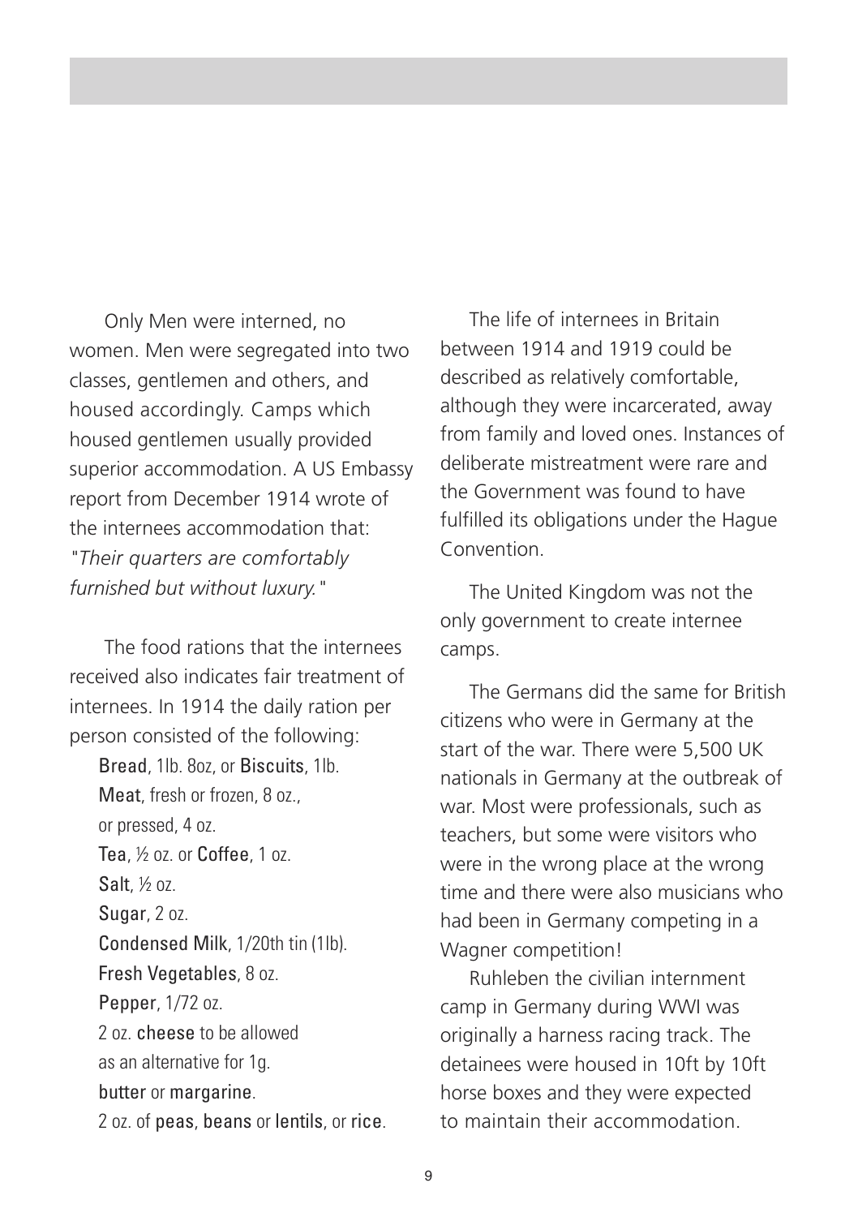Only Men were interned, no women. Men were segregated into two classes, gentlemen and others, and housed accordingly. Camps which housed gentlemen usually provided superior accommodation. A US Embassy report from December 1914 wrote of the internees accommodation that: *"Their quarters are comfortably furnished but without luxury."*

The food rations that the internees received also indicates fair treatment of internees. In 1914 the daily ration per person consisted of the following:

**Bread**, 1lb. 8oz, or **Biscuits**, 1lb.
**Meat**, fresh or frozen, 8 oz., or pressed, 4 oz.
**Tea**, ½ oz. or **Coffee**, 1 oz.
**Salt**, ½ oz.
**Sugar**, 2 oz.
**Condensed Milk**, 1/20th tin (1lb).
**Fresh Vegetables**, 8 oz.
**Pepper**, 1/72 oz.
2 oz. **cheese** to be allowed as an alternative for 1g. **butter** or **margarine**.
2 oz. of **peas**, **beans** or **lentils**, or **rice**.

The life of internees in Britain between 1914 and 1919 could be described as relatively comfortable, although they were incarcerated, away from family and loved ones. Instances of deliberate mistreatment were rare and the Government was found to have fulfilled its obligations under the Hague Convention.

The United Kingdom was not the only government to create internee camps.

The Germans did the same for British citizens who were in Germany at the start of the war. There were 5,500 UK nationals in Germany at the outbreak of war. Most were professionals, such as teachers, but some were visitors who were in the wrong place at the wrong time and there were also musicians who had been in Germany competing in a Wagner competition!

Ruhleben the civilian internment camp in Germany during WWI was originally a harness racing track. The detainees were housed in 10ft by 10ft horse boxes and they were expected to maintain their accommodation.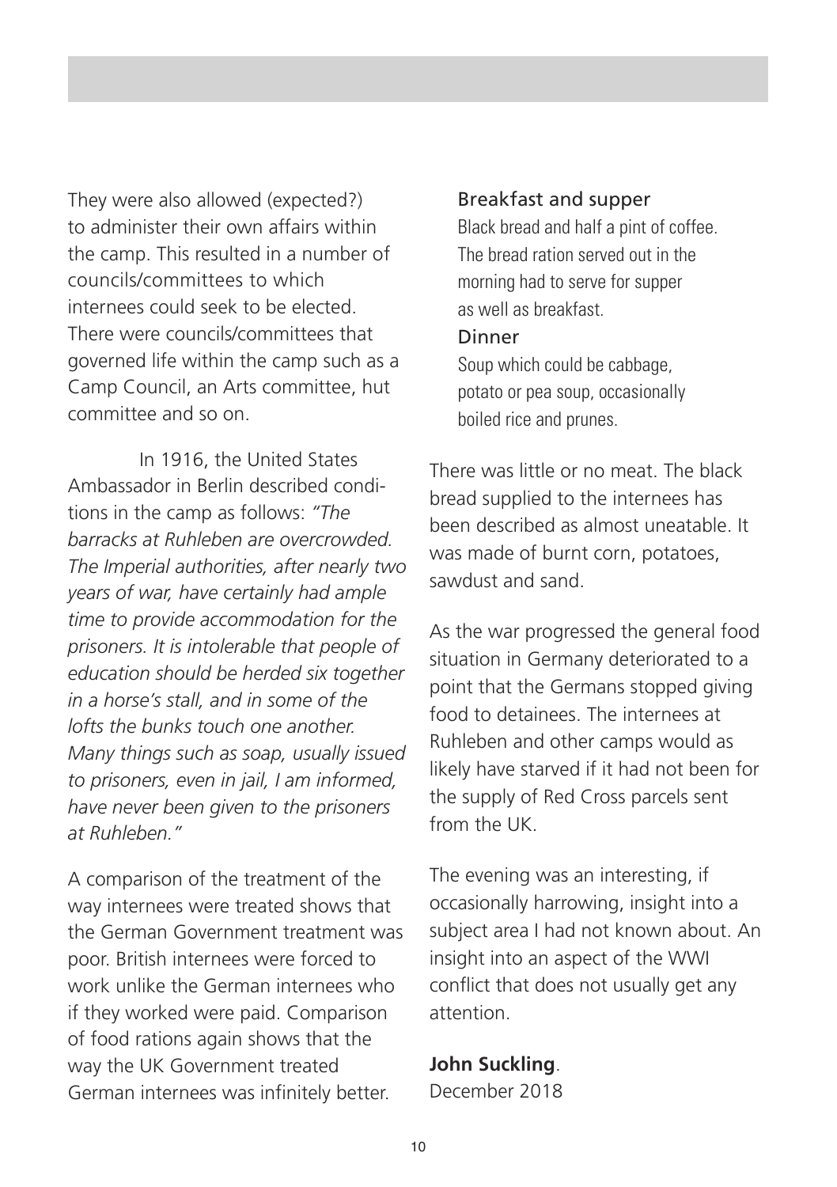They were also allowed (expected?) to administer their own affairs within the camp. This resulted in a number of councils/committees to which internees could seek to be elected. There were councils/committees that governed life within the camp such as a Camp Council, an Arts committee, hut committee and so on.

In 1916, the United States Ambassador in Berlin described conditions in the camp as follows: *"The barracks at Ruhleben are overcrowded. The Imperial authorities, after nearly two years of war, have certainly had ample time to provide accommodation for the prisoners. It is intolerable that people of education should be herded six together in a horse's stall, and in some of the lofts the bunks touch one another. Many things such as soap, usually issued to prisoners, even in jail, I am informed, have never been given to the prisoners at Ruhleben."*

A comparison of the treatment of the way internees were treated shows that the German Government treatment was poor. British internees were forced to work unlike the German internees who if they worked were paid. Comparison of food rations again shows that the way the UK Government treated German internees was infinitely better.

Breakfast and supper

Black bread and half a pint of coffee. The bread ration served out in the morning had to serve for supper as well as breakfast.

Dinner

Soup which could be cabbage, potato or pea soup, occasionally boiled rice and prunes.

There was little or no meat. The black bread supplied to the internees has been described as almost uneatable. It was made of burnt corn, potatoes, sawdust and sand.

As the war progressed the general food situation in Germany deteriorated to a point that the Germans stopped giving food to detainees. The internees at Ruhleben and other camps would as likely have starved if it had not been for the supply of Red Cross parcels sent from the UK.

The evening was an interesting, if occasionally harrowing, insight into a subject area I had not known about. An insight into an aspect of the WWI conflict that does not usually get any attention.

**John Suckling**.
December 2018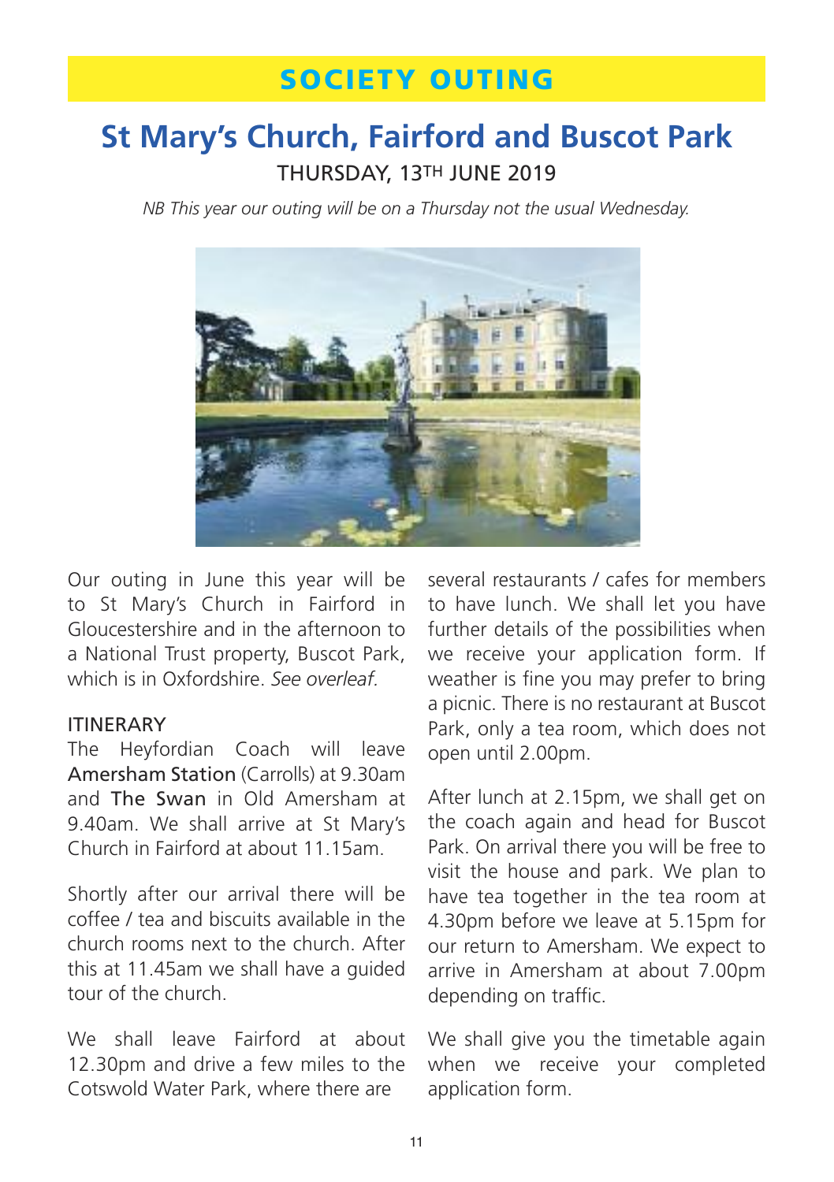# SOCIETY OUTING

## St Mary's Church, Fairford and Buscot Park

THURSDAY, 13TH JUNE 2019

*NB This year our outing will be on a Thursday not the usual Wednesday.*

Our outing in June this year will be to St Mary's Church in Fairford in Gloucestershire and in the afternoon to a National Trust property, Buscot Park, which is in Oxfordshire. *See overleaf.*

### ITINERARY

The Heyfordian Coach will leave Amersham Station (Carrolls) at 9.30am and The Swan in Old Amersham at 9.40am. We shall arrive at St Mary's Church in Fairford at about 11.15am.

Shortly after our arrival there will be coffee / tea and biscuits available in the church rooms next to the church. After this at 11.45am we shall have a guided tour of the church.

We shall leave Fairford at about 12.30pm and drive a few miles to the Cotswold Water Park, where there are several restaurants / cafes for members to have lunch. We shall let you have further details of the possibilities when we receive your application form. If weather is fine you may prefer to bring a picnic. There is no restaurant at Buscot Park, only a tea room, which does not open until 2.00pm.

After lunch at 2.15pm, we shall get on the coach again and head for Buscot Park. On arrival there you will be free to visit the house and park. We plan to have tea together in the tea room at 4.30pm before we leave at 5.15pm for our return to Amersham. We expect to arrive in Amersham at about 7.00pm depending on traffic.

We shall give you the timetable again when we receive your completed application form.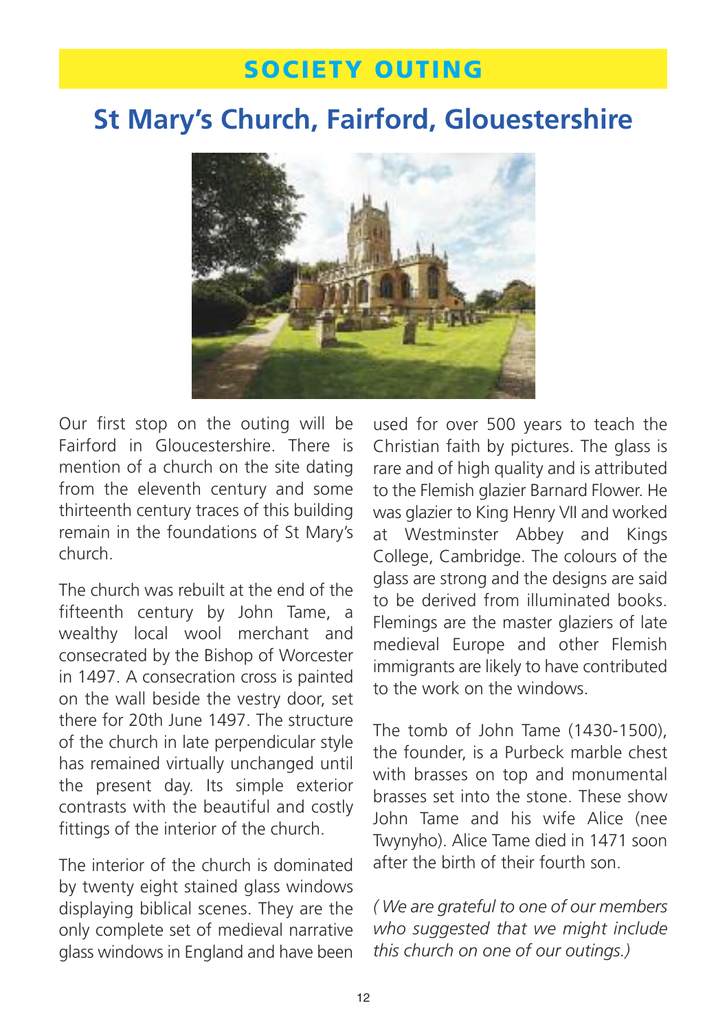## SOCIETY OUTING

# St Mary's Church, Fairford, Glouestershire

Our first stop on the outing will be Fairford in Gloucestershire. There is mention of a church on the site dating from the eleventh century and some thirteenth century traces of this building remain in the foundations of St Mary's church.

The church was rebuilt at the end of the fifteenth century by John Tame, a wealthy local wool merchant and consecrated by the Bishop of Worcester in 1497. A consecration cross is painted on the wall beside the vestry door, set there for 20th June 1497. The structure of the church in late perpendicular style has remained virtually unchanged until the present day. Its simple exterior contrasts with the beautiful and costly fittings of the interior of the church.

The interior of the church is dominated by twenty eight stained glass windows displaying biblical scenes. They are the only complete set of medieval narrative glass windows in England and have been used for over 500 years to teach the Christian faith by pictures. The glass is rare and of high quality and is attributed to the Flemish glazier Barnard Flower. He was glazier to King Henry VII and worked at Westminster Abbey and Kings College, Cambridge. The colours of the glass are strong and the designs are said to be derived from illuminated books. Flemings are the master glaziers of late medieval Europe and other Flemish immigrants are likely to have contributed to the work on the windows.

The tomb of John Tame (1430-1500), the founder, is a Purbeck marble chest with brasses on top and monumental brasses set into the stone. These show John Tame and his wife Alice (nee Twynyho). Alice Tame died in 1471 soon after the birth of their fourth son.

*( We are grateful to one of our members who suggested that we might include this church on one of our outings.)*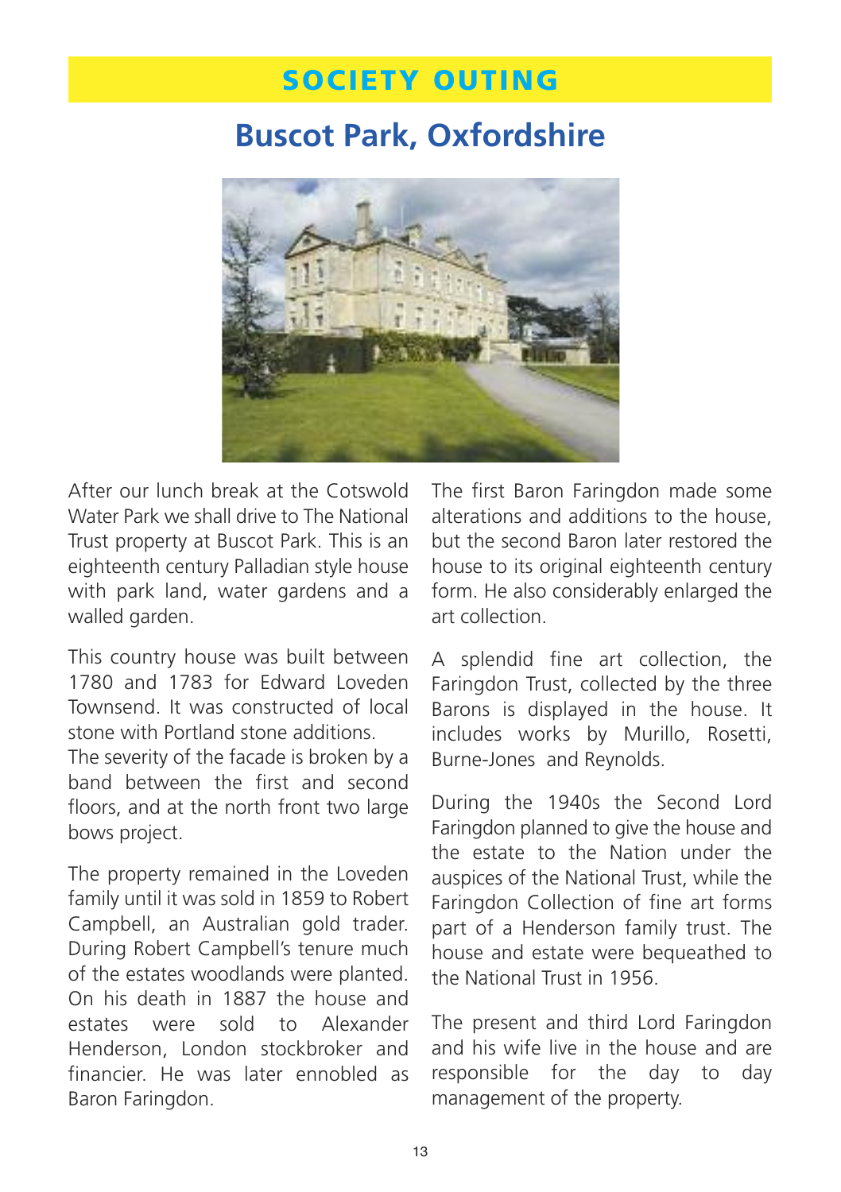# SOCIETY OUTING

## Buscot Park, Oxfordshire

After our lunch break at the Cotswold Water Park we shall drive to The National Trust property at Buscot Park. This is an eighteenth century Palladian style house with park land, water gardens and a walled garden.

This country house was built between 1780 and 1783 for Edward Loveden Townsend. It was constructed of local stone with Portland stone additions. The severity of the facade is broken by a band between the first and second floors, and at the north front two large bows project.

The property remained in the Loveden family until it was sold in 1859 to Robert Campbell, an Australian gold trader. During Robert Campbell's tenure much of the estates woodlands were planted. On his death in 1887 the house and estates were sold to Alexander Henderson, London stockbroker and financier. He was later ennobled as Baron Faringdon.

The first Baron Faringdon made some alterations and additions to the house, but the second Baron later restored the house to its original eighteenth century form. He also considerably enlarged the art collection.

A splendid fine art collection, the Faringdon Trust, collected by the three Barons is displayed in the house. It includes works by Murillo, Rosetti, Burne-Jones and Reynolds.

During the 1940s the Second Lord Faringdon planned to give the house and the estate to the Nation under the auspices of the National Trust, while the Faringdon Collection of fine art forms part of a Henderson family trust. The house and estate were bequeathed to the National Trust in 1956.

The present and third Lord Faringdon and his wife live in the house and are responsible for the day to day management of the property.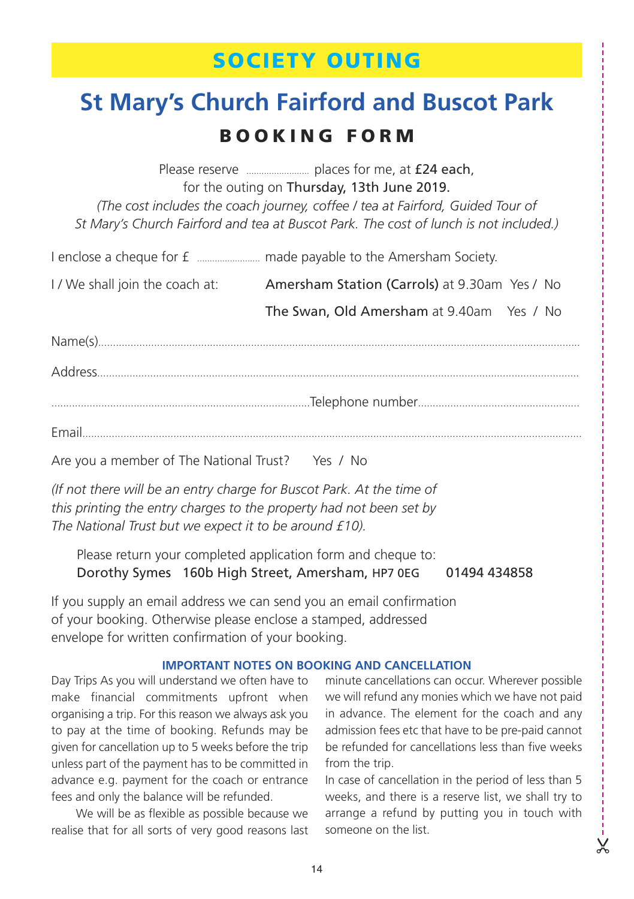## SOCIETY OUTING

# St Mary's Church Fairford and Buscot Park

## BOOKING FORM

Please reserve .................... places for me, at **£24 each**, for the outing on **Thursday, 13th June 2019.**

*(The cost includes the coach journey, coffee / tea at Fairford, Guided Tour of St Mary's Church Fairford and tea at Buscot Park. The cost of lunch is not included.)*

I enclose a cheque for £ .................... made payable to the Amersham Society.

I / We shall join the coach at: **Amersham Station (Carrols)** at 9.30am Yes / No

**The Swan, Old Amersham** at 9.40am Yes / No

Name(s)..........................................................................................................................................

Address..........................................................................................................................................

..........................................................................................Telephone number......................................................

Email..........................................................................................................................................

Are you a member of The National Trust? Yes / No

*(If not there will be an entry charge for Buscot Park. At the time of this printing the entry charges to the property had not been set by The National Trust but we expect it to be around £10).*

Please return your completed application form and cheque to:
**Dorothy Symes 160b High Street, Amersham, HP7 0EG 01494 434858**

If you supply an email address we can send you an email confirmation of your booking. Otherwise please enclose a stamped, addressed envelope for written confirmation of your booking.

### IMPORTANT NOTES ON BOOKING AND CANCELLATION

Day Trips As you will understand we often have to make financial commitments upfront when organising a trip. For this reason we always ask you to pay at the time of booking. Refunds may be given for cancellation up to 5 weeks before the trip unless part of the payment has to be committed in advance e.g. payment for the coach or entrance fees and only the balance will be refunded.

We will be as flexible as possible because we realise that for all sorts of very good reasons last minute cancellations can occur. Wherever possible we will refund any monies which we have not paid in advance. The element for the coach and any admission fees etc that have to be pre-paid cannot be refunded for cancellations less than five weeks from the trip.

In case of cancellation in the period of less than 5 weeks, and there is a reserve list, we shall try to arrange a refund by putting you in touch with someone on the list.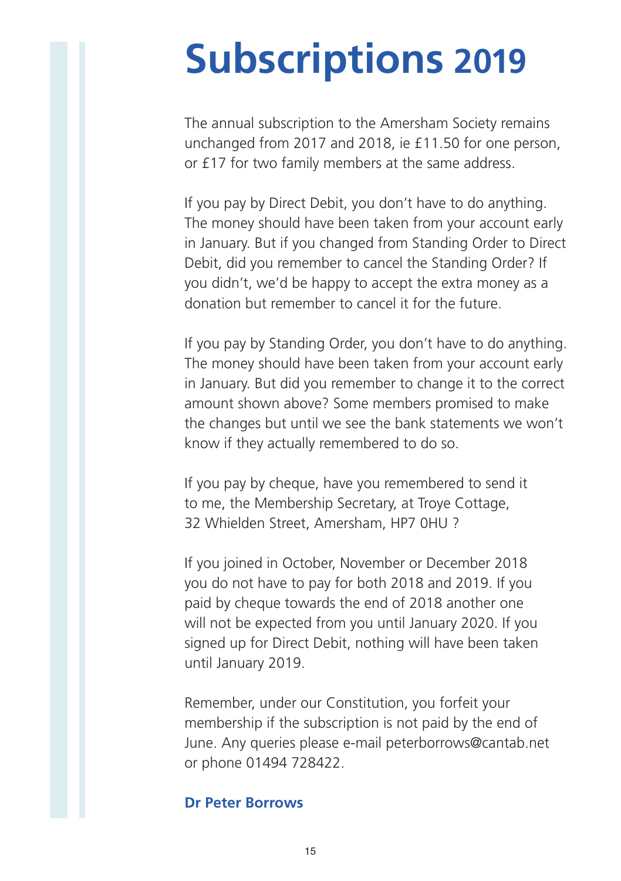# Subscriptions 2019

The annual subscription to the Amersham Society remains unchanged from 2017 and 2018, ie £11.50 for one person, or £17 for two family members at the same address.

If you pay by Direct Debit, you don't have to do anything. The money should have been taken from your account early in January. But if you changed from Standing Order to Direct Debit, did you remember to cancel the Standing Order? If you didn't, we'd be happy to accept the extra money as a donation but remember to cancel it for the future.

If you pay by Standing Order, you don't have to do anything. The money should have been taken from your account early in January. But did you remember to change it to the correct amount shown above? Some members promised to make the changes but until we see the bank statements we won't know if they actually remembered to do so.

If you pay by cheque, have you remembered to send it to me, the Membership Secretary, at Troye Cottage, 32 Whielden Street, Amersham, HP7 0HU ?

If you joined in October, November or December 2018 you do not have to pay for both 2018 and 2019. If you paid by cheque towards the end of 2018 another one will not be expected from you until January 2020. If you signed up for Direct Debit, nothing will have been taken until January 2019.

Remember, under our Constitution, you forfeit your membership if the subscription is not paid by the end of June. Any queries please e-mail peterborrows@cantab.net or phone 01494 728422.

**Dr Peter Borrows**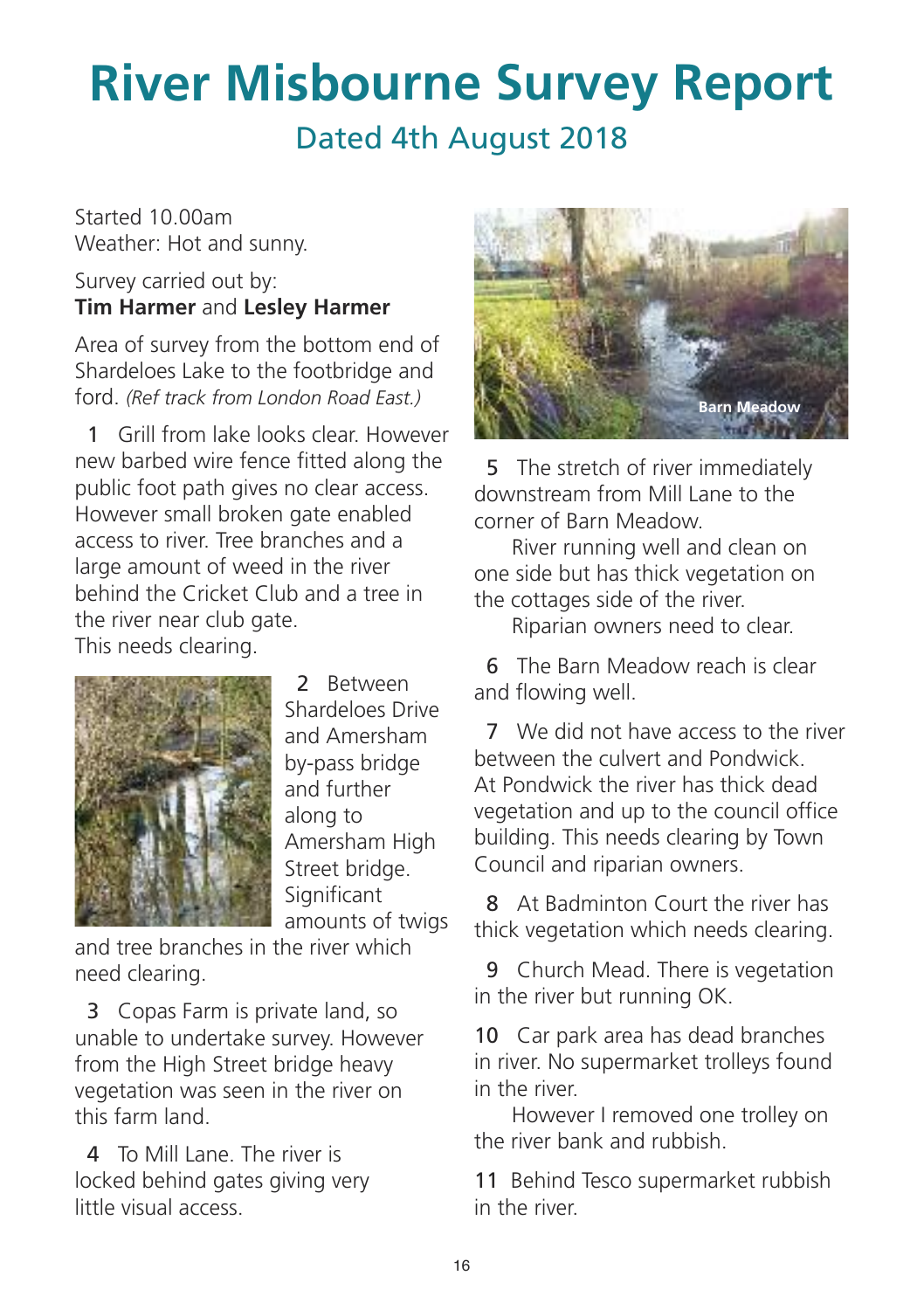# River Misbourne Survey Report

## Dated 4th August 2018

Started 10.00am
Weather: Hot and sunny.

Survey carried out by:
**Tim Harmer** and **Lesley Harmer**

Area of survey from the bottom end of Shardeloes Lake to the footbridge and ford. *(Ref track from London Road East.)*

1 Grill from lake looks clear. However new barbed wire fence fitted along the public foot path gives no clear access. However small broken gate enabled access to river. Tree branches and a large amount of weed in the river behind the Cricket Club and a tree in the river near club gate.
This needs clearing.

2 Between Shardeloes Drive and Amersham by-pass bridge and further along to Amersham High Street bridge. Significant amounts of twigs and tree branches in the river which need clearing.

3 Copas Farm is private land, so unable to undertake survey. However from the High Street bridge heavy vegetation was seen in the river on this farm land.

4 To Mill Lane. The river is locked behind gates giving very little visual access.

Barn Meadow

5 The stretch of river immediately downstream from Mill Lane to the corner of Barn Meadow.
River running well and clean on one side but has thick vegetation on the cottages side of the river.
Riparian owners need to clear.

6 The Barn Meadow reach is clear and flowing well.

7 We did not have access to the river between the culvert and Pondwick. At Pondwick the river has thick dead vegetation and up to the council office building. This needs clearing by Town Council and riparian owners.

8 At Badminton Court the river has thick vegetation which needs clearing.

9 Church Mead. There is vegetation in the river but running OK.

10 Car park area has dead branches in river. No supermarket trolleys found in the river.
However I removed one trolley on the river bank and rubbish.

11 Behind Tesco supermarket rubbish in the river.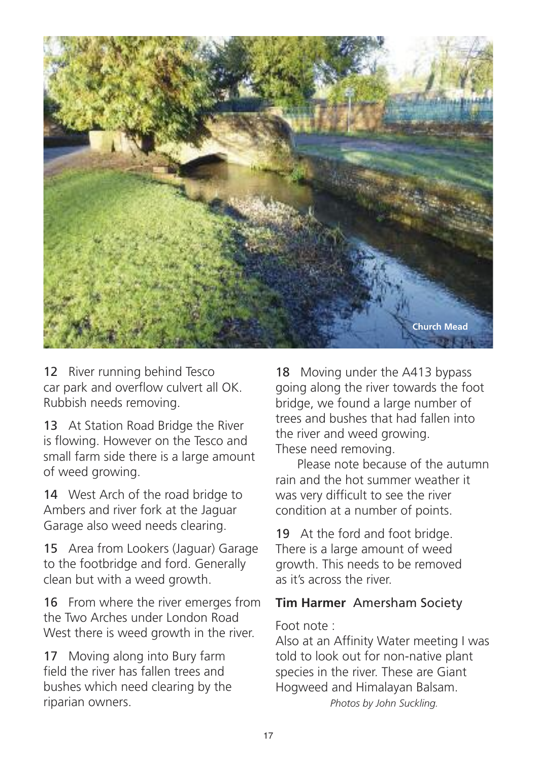Church Mead

12 River running behind Tesco car park and overflow culvert all OK. Rubbish needs removing.

13 At Station Road Bridge the River is flowing. However on the Tesco and small farm side there is a large amount of weed growing.

14 West Arch of the road bridge to Ambers and river fork at the Jaguar Garage also weed needs clearing.

15 Area from Lookers (Jaguar) Garage to the footbridge and ford. Generally clean but with a weed growth.

16 From where the river emerges from the Two Arches under London Road West there is weed growth in the river.

17 Moving along into Bury farm field the river has fallen trees and bushes which need clearing by the riparian owners.

18 Moving under the A413 bypass going along the river towards the foot bridge, we found a large number of trees and bushes that had fallen into the river and weed growing. These need removing.

Please note because of the autumn rain and the hot summer weather it was very difficult to see the river condition at a number of points.

19 At the ford and foot bridge. There is a large amount of weed growth. This needs to be removed as it's across the river.

**Tim Harmer** Amersham Society

Foot note :
Also at an Affinity Water meeting I was told to look out for non-native plant species in the river. These are Giant Hogweed and Himalayan Balsam.

*Photos by John Suckling.*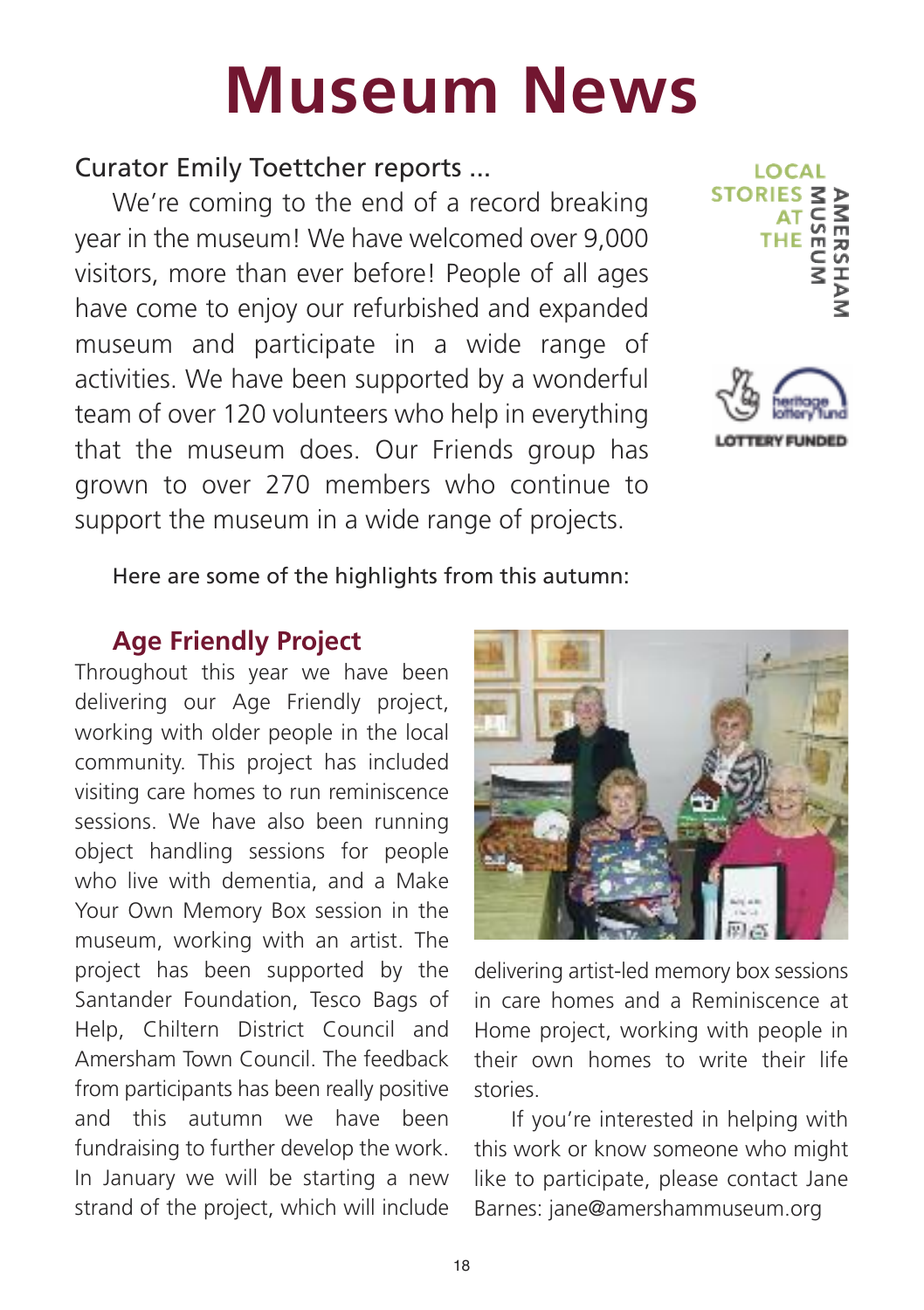# Museum News

Curator Emily Toettcher reports ...

We're coming to the end of a record breaking year in the museum! We have welcomed over 9,000 visitors, more than ever before! People of all ages have come to enjoy our refurbished and expanded museum and participate in a wide range of activities. We have been supported by a wonderful team of over 120 volunteers who help in everything that the museum does. Our Friends group has grown to over 270 members who continue to support the museum in a wide range of projects.

Here are some of the highlights from this autumn:

## Age Friendly Project

Throughout this year we have been delivering our Age Friendly project, working with older people in the local community. This project has included visiting care homes to run reminiscence sessions. We have also been running object handling sessions for people who live with dementia, and a Make Your Own Memory Box session in the museum, working with an artist. The project has been supported by the Santander Foundation, Tesco Bags of Help, Chiltern District Council and Amersham Town Council. The feedback from participants has been really positive and this autumn we have been fundraising to further develop the work. In January we will be starting a new strand of the project, which will include delivering artist-led memory box sessions in care homes and a Reminiscence at Home project, working with people in their own homes to write their life stories.

If you're interested in helping with this work or know someone who might like to participate, please contact Jane Barnes: jane@amershammuseum.org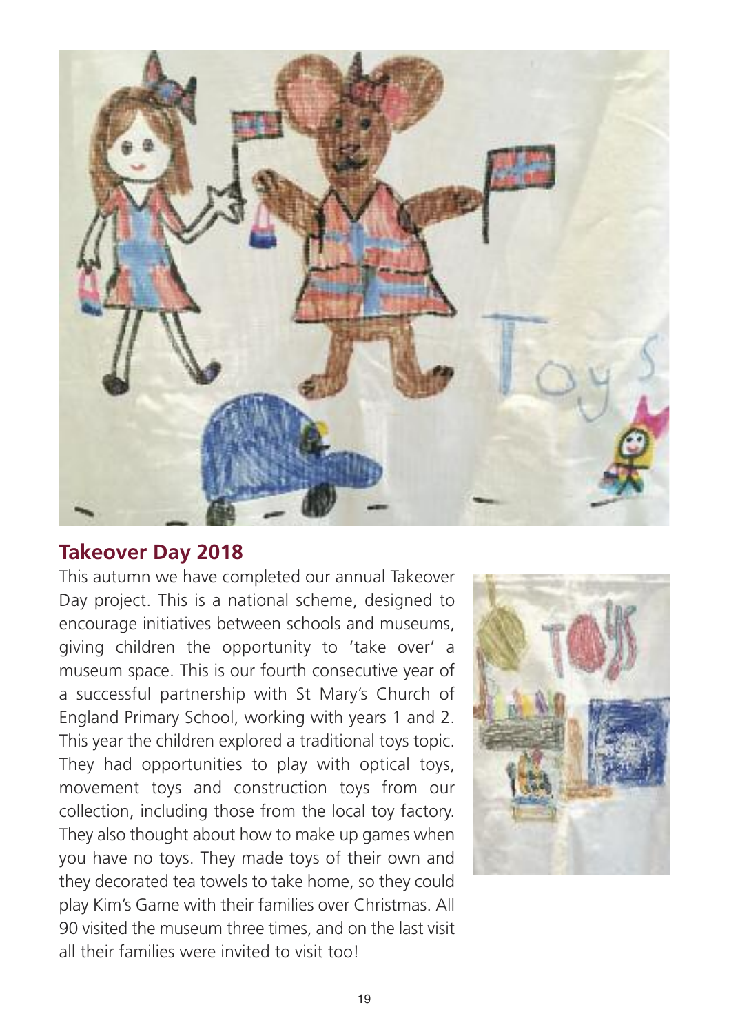## Takeover Day 2018

This autumn we have completed our annual Takeover Day project. This is a national scheme, designed to encourage initiatives between schools and museums, giving children the opportunity to 'take over' a museum space. This is our fourth consecutive year of a successful partnership with St Mary's Church of England Primary School, working with years 1 and 2. This year the children explored a traditional toys topic. They had opportunities to play with optical toys, movement toys and construction toys from our collection, including those from the local toy factory. They also thought about how to make up games when you have no toys. They made toys of their own and they decorated tea towels to take home, so they could play Kim's Game with their families over Christmas. All 90 visited the museum three times, and on the last visit all their families were invited to visit too!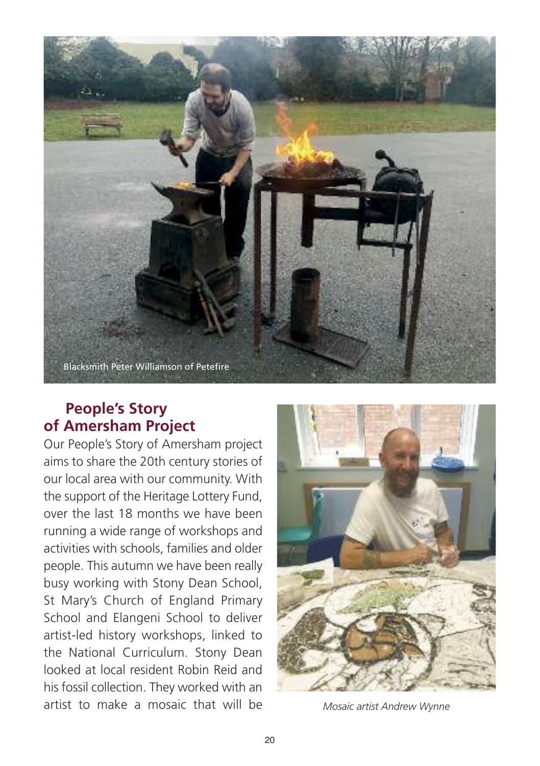Blacksmith Peter Williamson of Petefire

## People's Story of Amersham Project

Our People's Story of Amersham project aims to share the 20th century stories of our local area with our community. With the support of the Heritage Lottery Fund, over the last 18 months we have been running a wide range of workshops and activities with schools, families and older people. This autumn we have been really busy working with Stony Dean School, St Mary's Church of England Primary School and Elangeni School to deliver artist-led history workshops, linked to the National Curriculum. Stony Dean looked at local resident Robin Reid and his fossil collection. They worked with an artist to make a mosaic that will be

*Mosaic artist Andrew Wynne*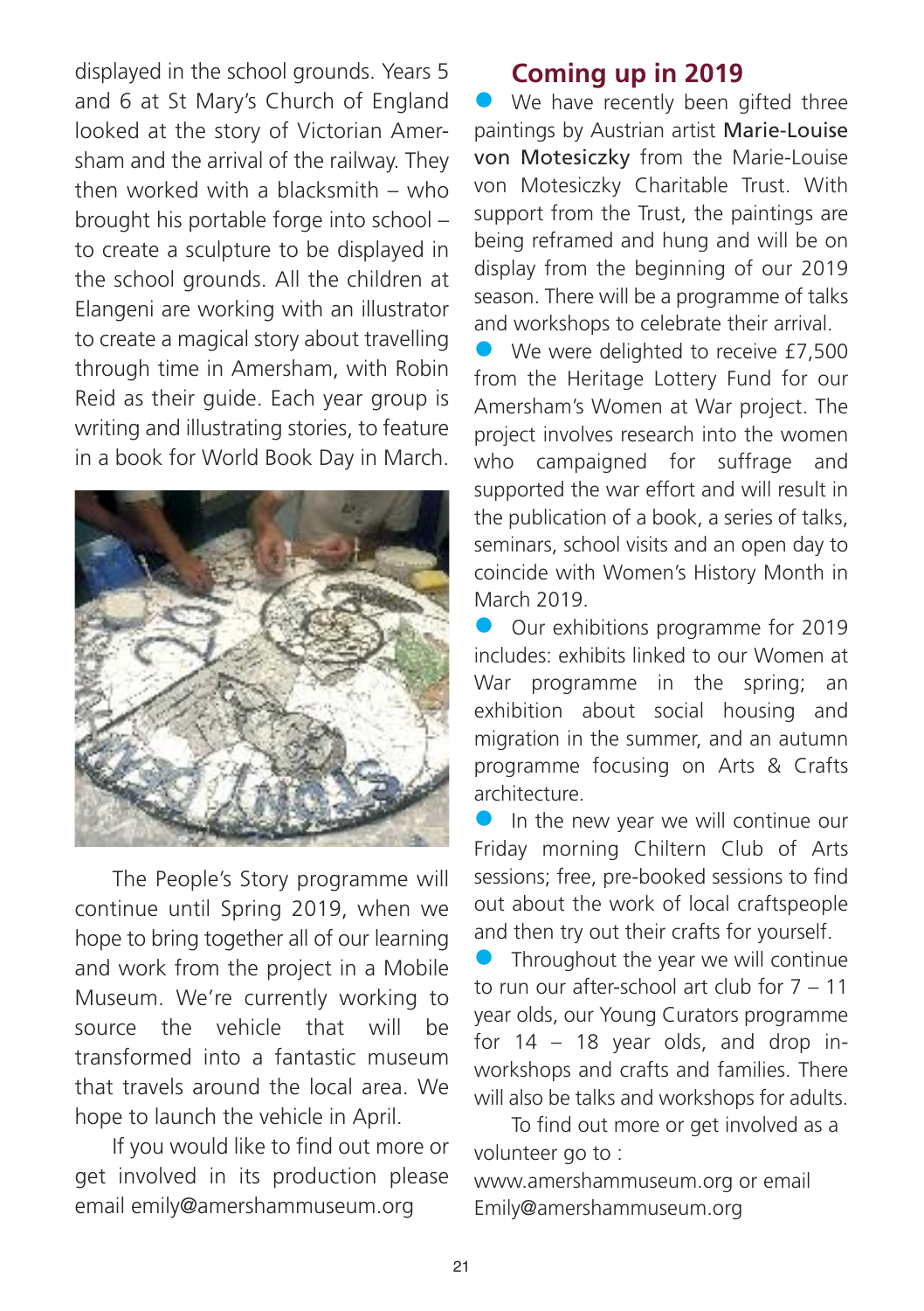displayed in the school grounds. Years 5 and 6 at St Mary's Church of England looked at the story of Victorian Amersham and the arrival of the railway. They then worked with a blacksmith – who brought his portable forge into school – to create a sculpture to be displayed in the school grounds. All the children at Elangeni are working with an illustrator to create a magical story about travelling through time in Amersham, with Robin Reid as their guide. Each year group is writing and illustrating stories, to feature in a book for World Book Day in March.

The People's Story programme will continue until Spring 2019, when we hope to bring together all of our learning and work from the project in a Mobile Museum. We're currently working to source the vehicle that will be transformed into a fantastic museum that travels around the local area. We hope to launch the vehicle in April.

If you would like to find out more or get involved in its production please email emily@amershammuseum.org

## Coming up in 2019

- We have recently been gifted three paintings by Austrian artist **Marie-Louise von Motesiczky** from the Marie-Louise von Motesiczky Charitable Trust. With support from the Trust, the paintings are being reframed and hung and will be on display from the beginning of our 2019 season. There will be a programme of talks and workshops to celebrate their arrival.
- We were delighted to receive £7,500 from the Heritage Lottery Fund for our Amersham's Women at War project. The project involves research into the women who campaigned for suffrage and supported the war effort and will result in the publication of a book, a series of talks, seminars, school visits and an open day to coincide with Women's History Month in March 2019.
- Our exhibitions programme for 2019 includes: exhibits linked to our Women at War programme in the spring; an exhibition about social housing and migration in the summer, and an autumn programme focusing on Arts & Crafts architecture.
- In the new year we will continue our Friday morning Chiltern Club of Arts sessions; free, pre-booked sessions to find out about the work of local craftspeople and then try out their crafts for yourself.
- Throughout the year we will continue to run our after-school art club for 7 – 11 year olds, our Young Curators programme for 14 – 18 year olds, and drop in-workshops and crafts and families. There will also be talks and workshops for adults.

To find out more or get involved as a volunteer go to :
www.amershammuseum.org or email Emily@amershammuseum.org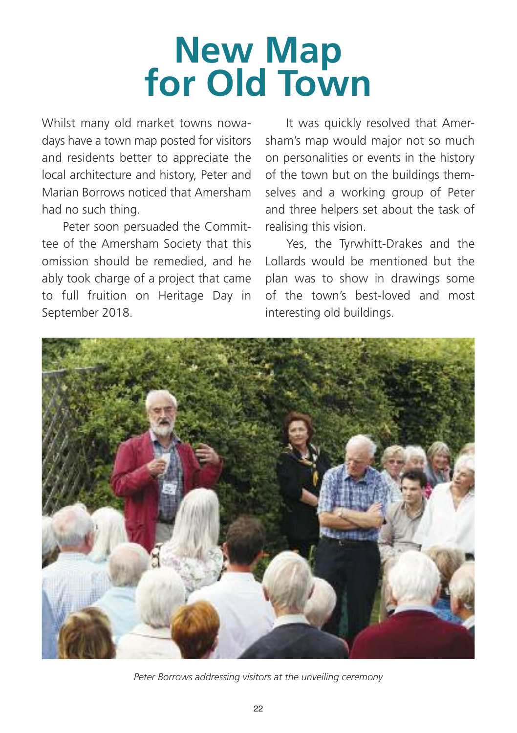# New Map for Old Town

Whilst many old market towns nowadays have a town map posted for visitors and residents better to appreciate the local architecture and history, Peter and Marian Borrows noticed that Amersham had no such thing.

Peter soon persuaded the Committee of the Amersham Society that this omission should be remedied, and he ably took charge of a project that came to full fruition on Heritage Day in September 2018.

It was quickly resolved that Amersham's map would major not so much on personalities or events in the history of the town but on the buildings themselves and a working group of Peter and three helpers set about the task of realising this vision.

Yes, the Tyrwhitt-Drakes and the Lollards would be mentioned but the plan was to show in drawings some of the town's best-loved and most interesting old buildings.

*Peter Borrows addressing visitors at the unveiling ceremony*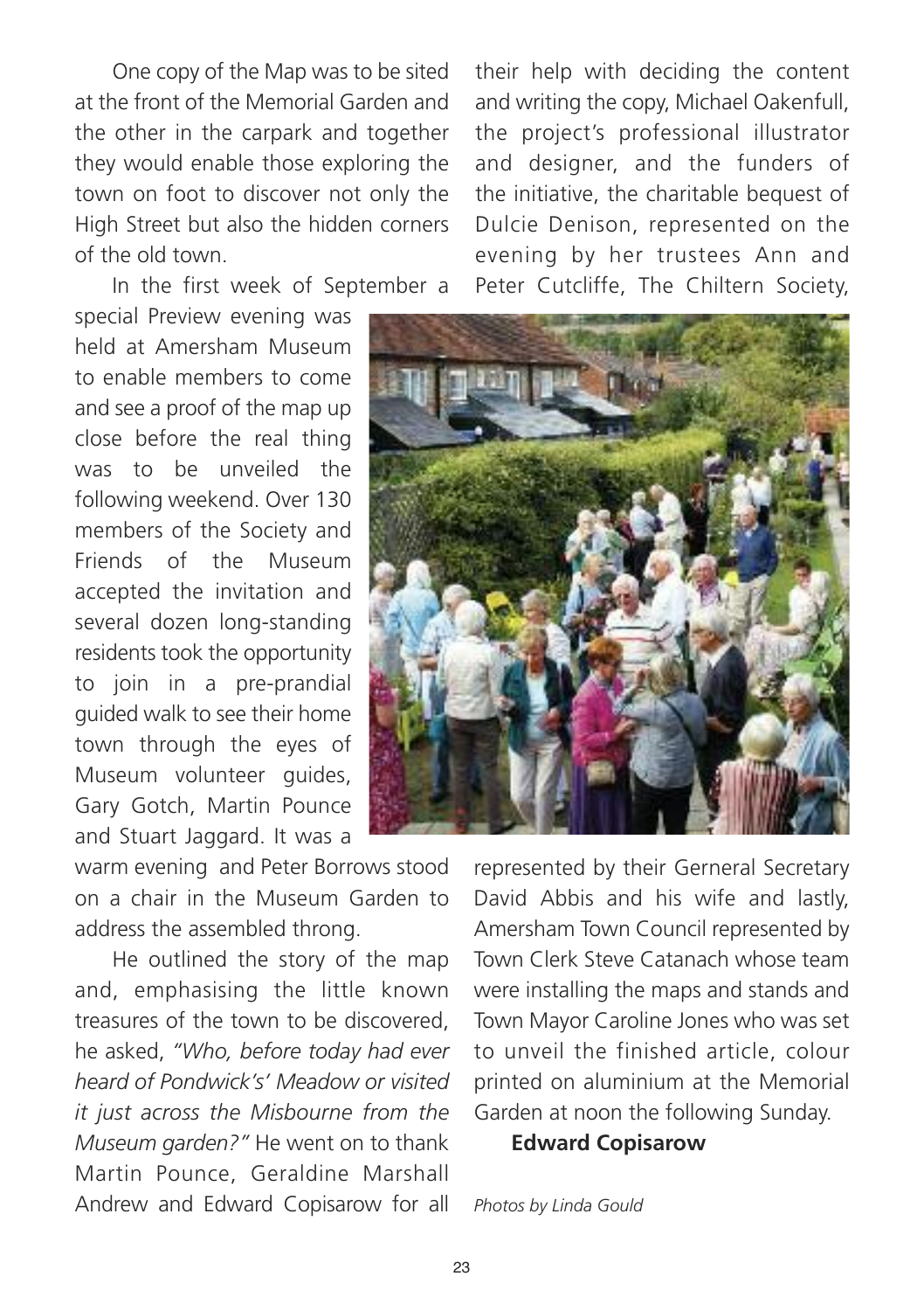One copy of the Map was to be sited at the front of the Memorial Garden and the other in the carpark and together they would enable those exploring the town on foot to discover not only the High Street but also the hidden corners of the old town.

In the first week of September a special Preview evening was held at Amersham Museum to enable members to come and see a proof of the map up close before the real thing was to be unveiled the following weekend. Over 130 members of the Society and Friends of the Museum accepted the invitation and several dozen long-standing residents took the opportunity to join in a pre-prandial guided walk to see their home town through the eyes of Museum volunteer guides, Gary Gotch, Martin Pounce and Stuart Jaggard. It was a warm evening and Peter Borrows stood on a chair in the Museum Garden to address the assembled throng.

He outlined the story of the map and, emphasising the little known treasures of the town to be discovered, he asked, *"Who, before today had ever heard of Pondwick's' Meadow or visited it just across the Misbourne from the Museum garden?"* He went on to thank Martin Pounce, Geraldine Marshall Andrew and Edward Copisarow for all their help with deciding the content and writing the copy, Michael Oakenfull, the project's professional illustrator and designer, and the funders of the initiative, the charitable bequest of Dulcie Denison, represented on the evening by her trustees Ann and Peter Cutcliffe, The Chiltern Society, represented by their Gerneral Secretary David Abbis and his wife and lastly, Amersham Town Council represented by Town Clerk Steve Catanach whose team were installing the maps and stands and Town Mayor Caroline Jones who was set to unveil the finished article, colour printed on aluminium at the Memorial Garden at noon the following Sunday.

**Edward Copisarow**

*Photos by Linda Gould*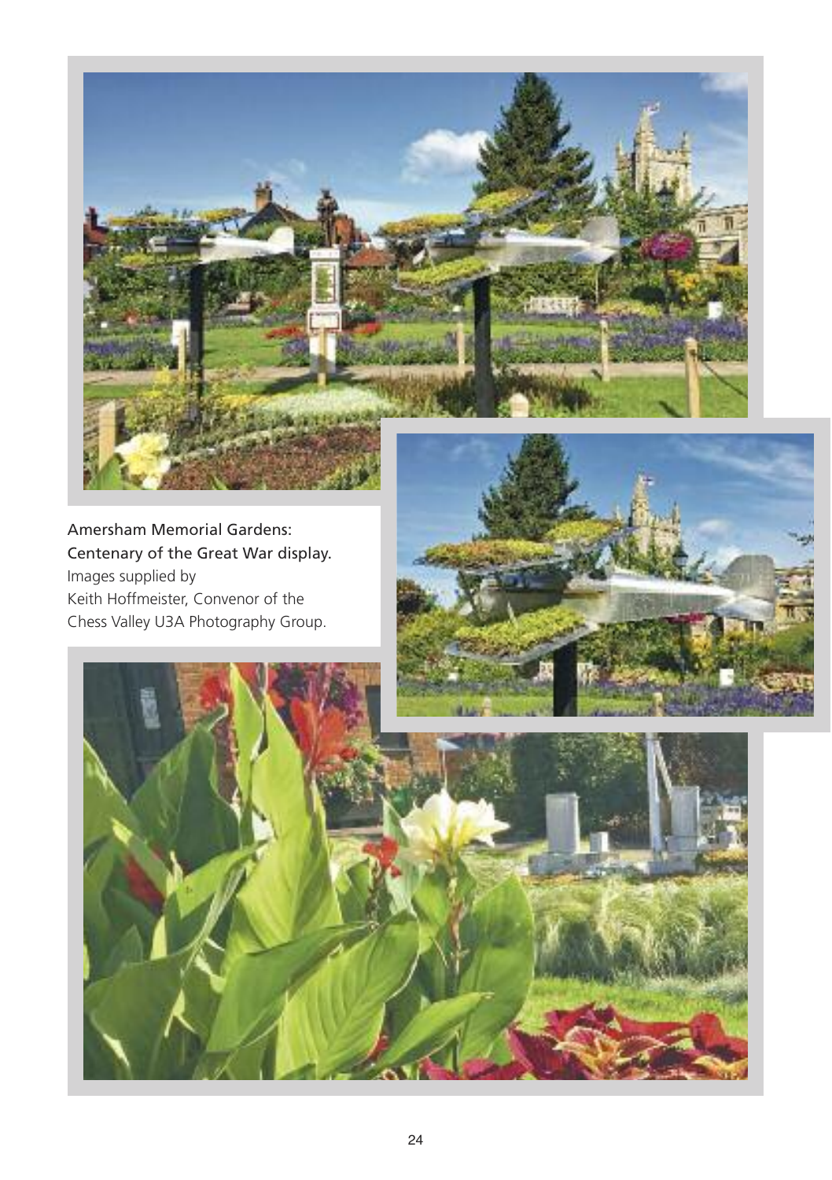Amersham Memorial Gardens:
Centenary of the Great War display.
Images supplied by
Keith Hoffmeister, Convenor of the
Chess Valley U3A Photography Group.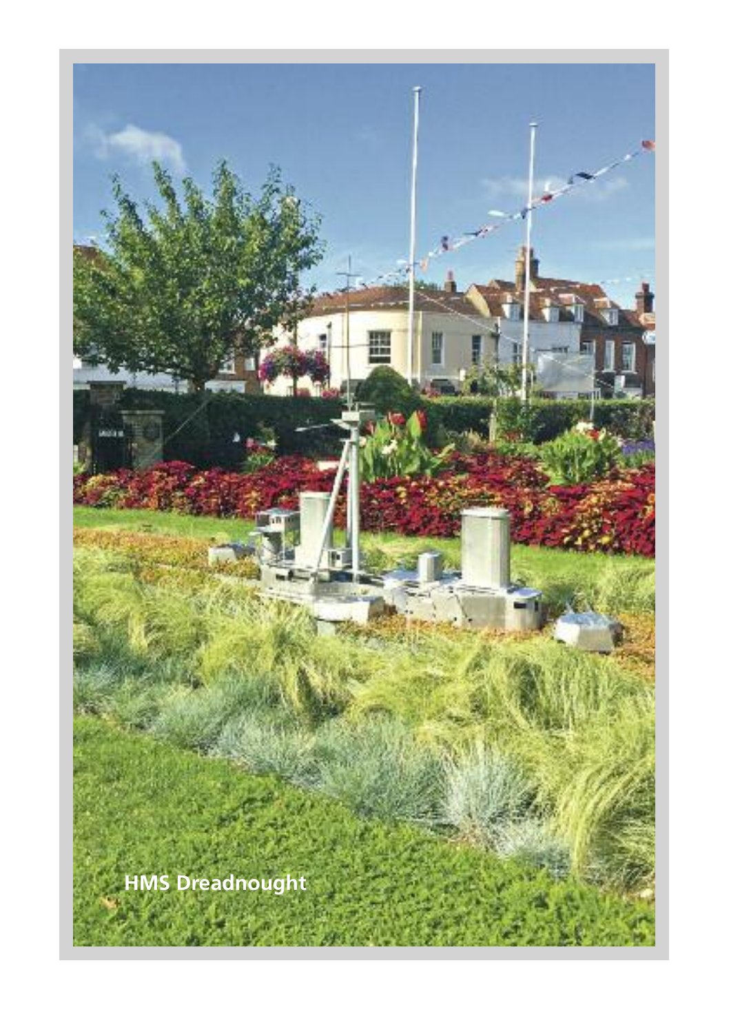HMS Dreadnought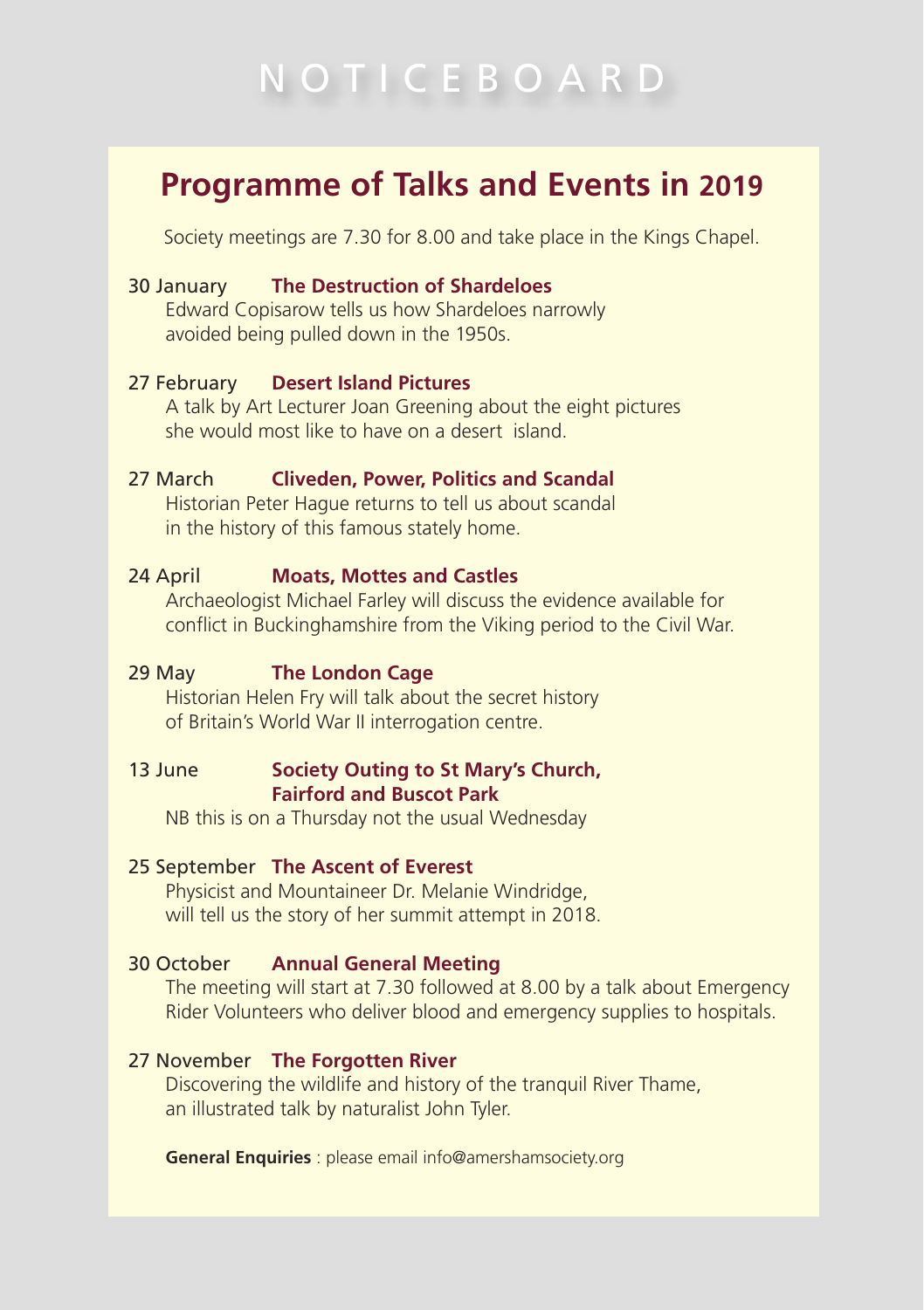# NOTICEBOARD

## Programme of Talks and Events in 2019

Society meetings are 7.30 for 8.00 and take place in the Kings Chapel.

30 January **The Destruction of Shardeloes**
Edward Copisarow tells us how Shardeloes narrowly avoided being pulled down in the 1950s.

27 February **Desert Island Pictures**
A talk by Art Lecturer Joan Greening about the eight pictures she would most like to have on a desert island.

27 March **Cliveden, Power, Politics and Scandal**
Historian Peter Hague returns to tell us about scandal in the history of this famous stately home.

24 April **Moats, Mottes and Castles**
Archaeologist Michael Farley will discuss the evidence available for conflict in Buckinghamshire from the Viking period to the Civil War.

29 May **The London Cage**
Historian Helen Fry will talk about the secret history of Britain's World War II interrogation centre.

13 June **Society Outing to St Mary's Church, Fairford and Buscot Park**
NB this is on a Thursday not the usual Wednesday

25 September **The Ascent of Everest**
Physicist and Mountaineer Dr. Melanie Windridge, will tell us the story of her summit attempt in 2018.

30 October **Annual General Meeting**
The meeting will start at 7.30 followed at 8.00 by a talk about Emergency Rider Volunteers who deliver blood and emergency supplies to hospitals.

27 November **The Forgotten River**
Discovering the wildlife and history of the tranquil River Thame, an illustrated talk by naturalist John Tyler.

**General Enquiries** : please email info@amershamsociety.org